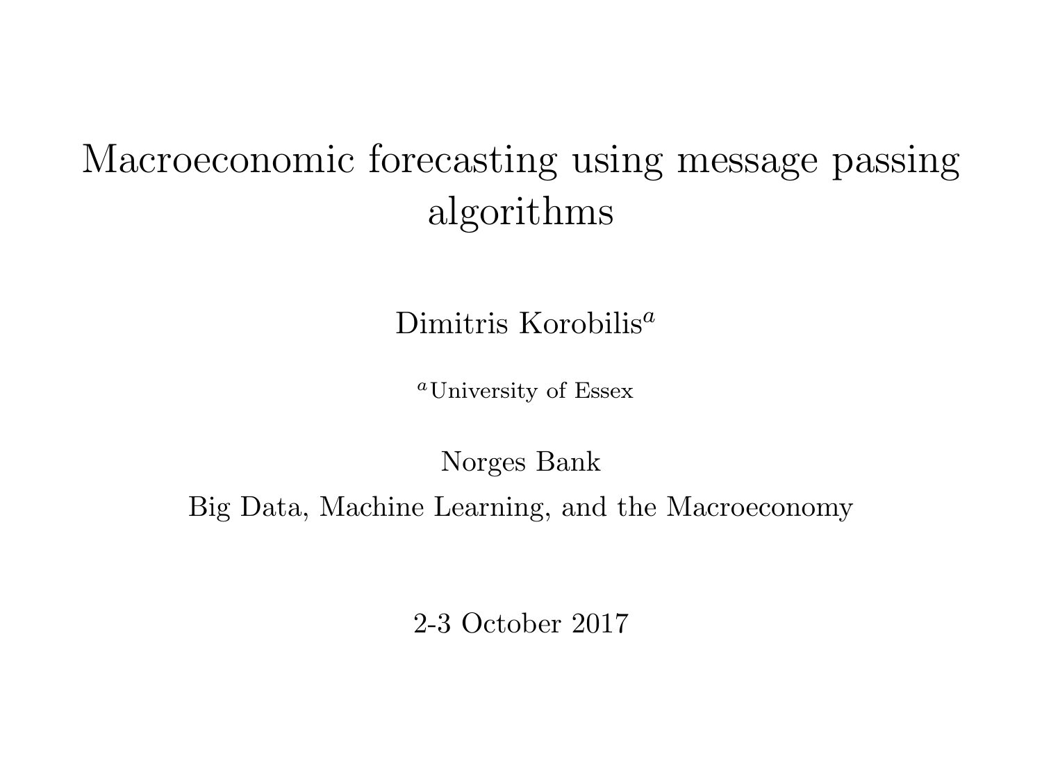# Macroeconomic forecasting using message passing algorithms

Dimitris Korobilis[a]

[a]University of Essex

Norges Bank

Big Data, Machine Learning, and the Macroeconomy

2-3 October 2017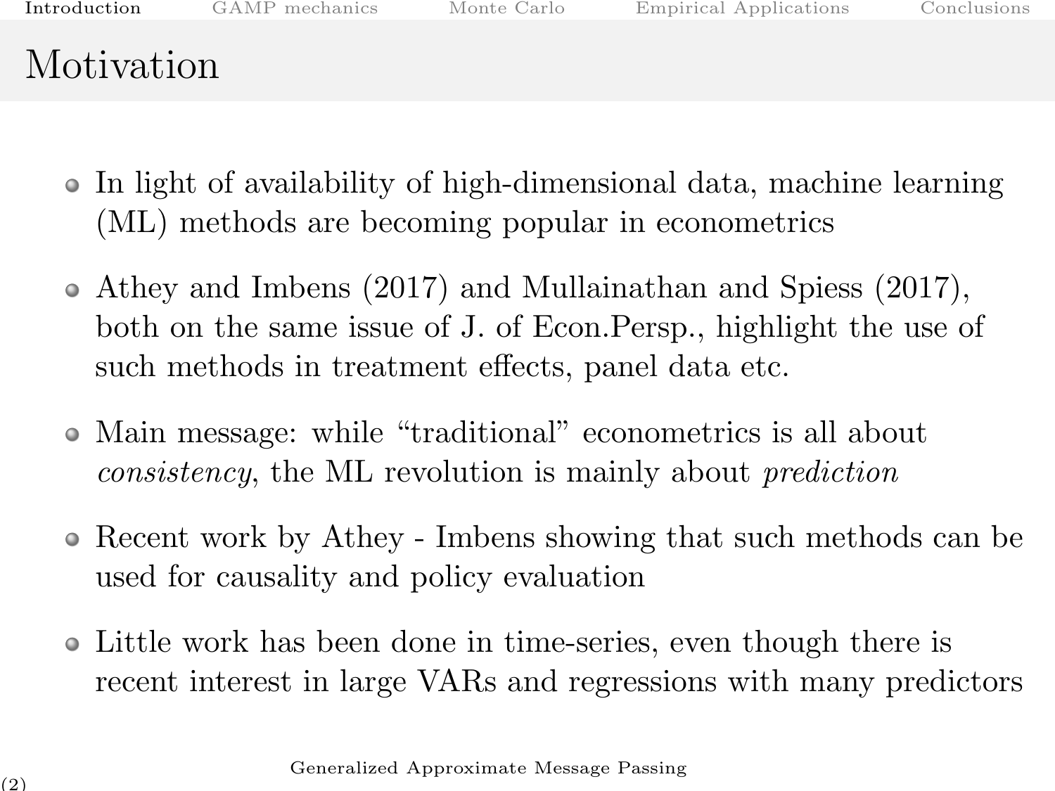# Motivation

- In light of availability of high-dimensional data, machine learning (ML) methods are becoming popular in econometrics
- Athey and Imbens (2017) and Mullainathan and Spiess (2017), both on the same issue of J. of Econ.Persp., highlight the use of such methods in treatment effects, panel data etc.
- Main message: while "traditional" econometrics is all about *consistency*, the ML revolution is mainly about *prediction*
- Recent work by Athey - Imbens showing that such methods can be used for causality and policy evaluation
- Little work has been done in time-series, even though there is recent interest in large VARs and regressions with many predictors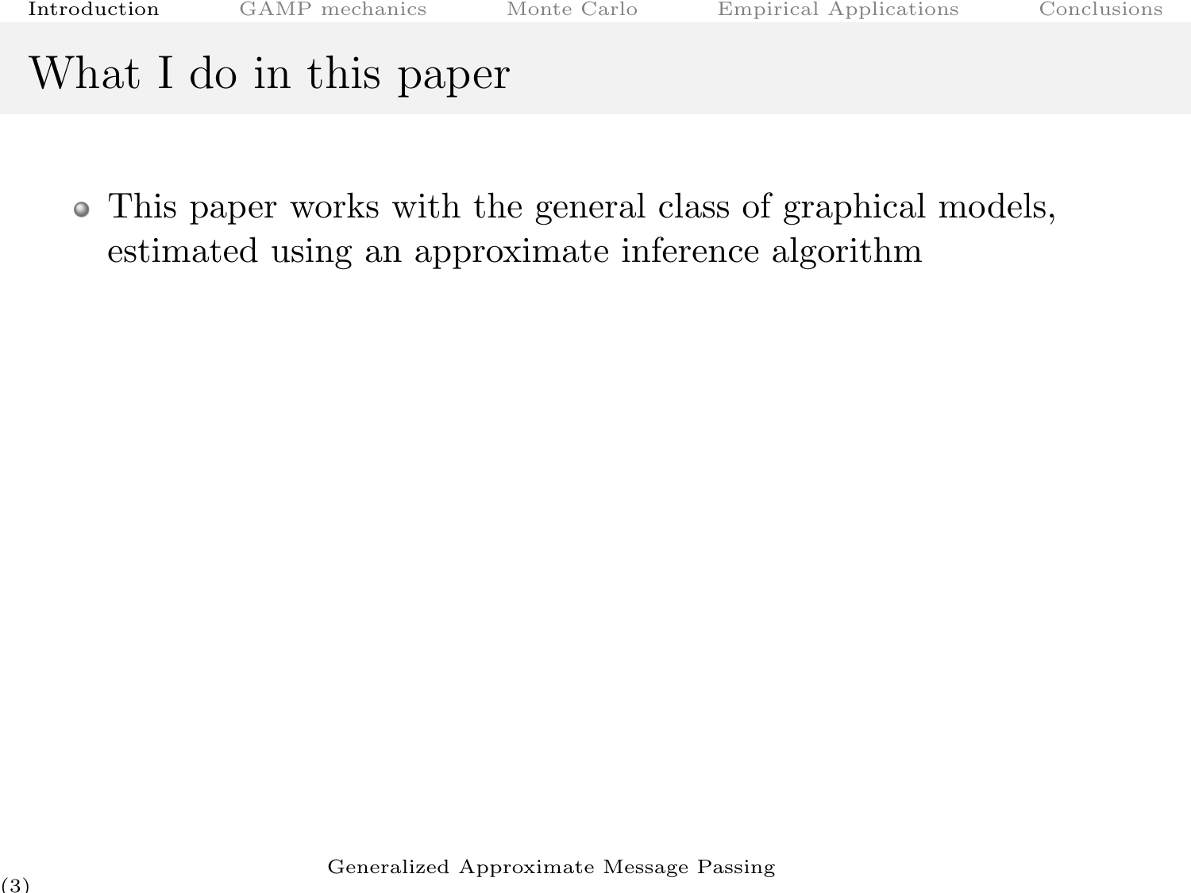# What I do in this paper

- This paper works with the general class of graphical models, estimated using an approximate inference algorithm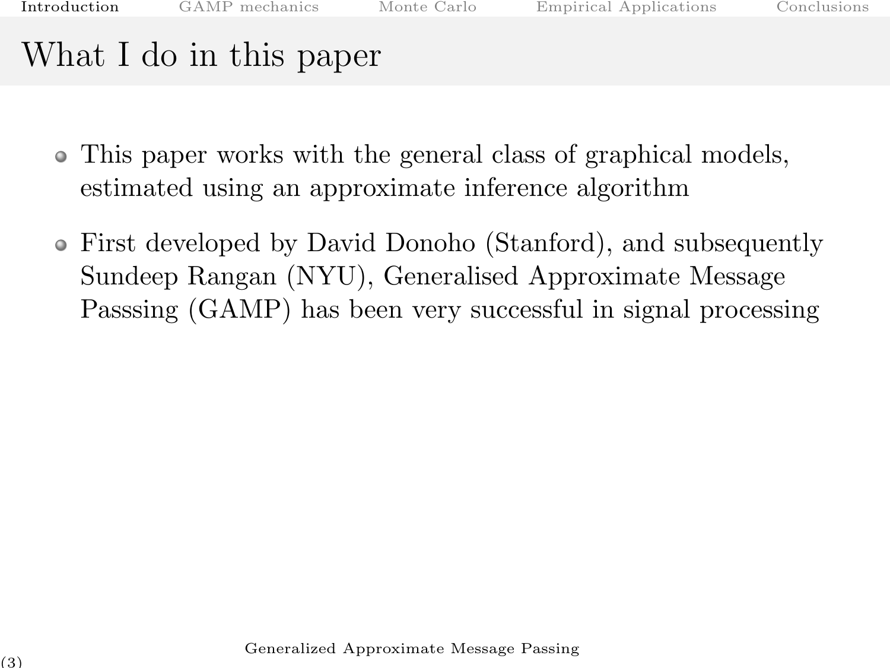# What I do in this paper

- This paper works with the general class of graphical models, estimated using an approximate inference algorithm
- First developed by David Donoho (Stanford), and subsequently Sundeep Rangan (NYU), Generalised Approximate Message Passsing (GAMP) has been very successful in signal processing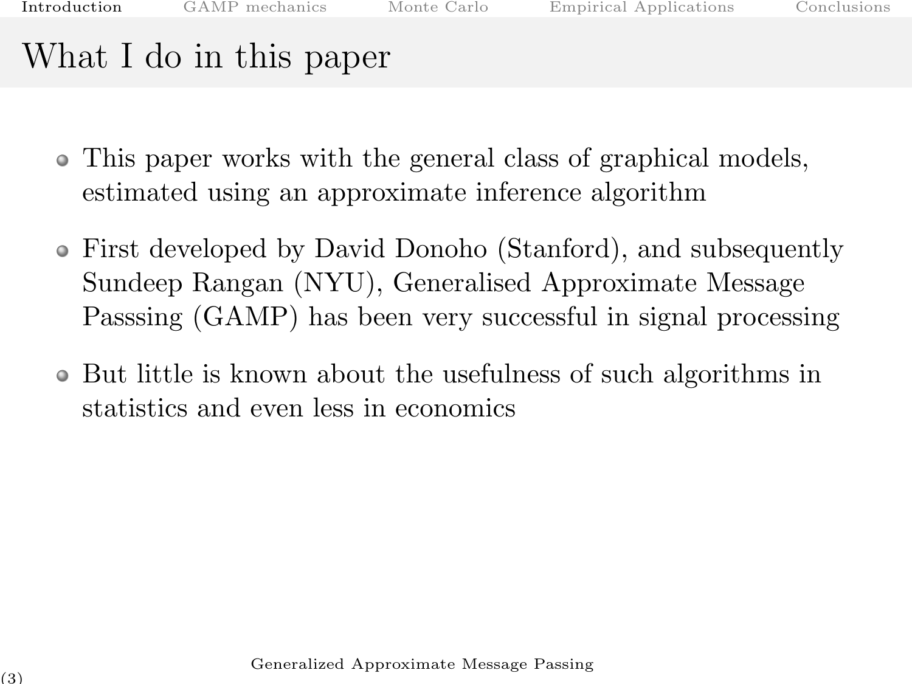# What I do in this paper

- This paper works with the general class of graphical models, estimated using an approximate inference algorithm
- First developed by David Donoho (Stanford), and subsequently Sundeep Rangan (NYU), Generalised Approximate Message Passsing (GAMP) has been very successful in signal processing
- But little is known about the usefulness of such algorithms in statistics and even less in economics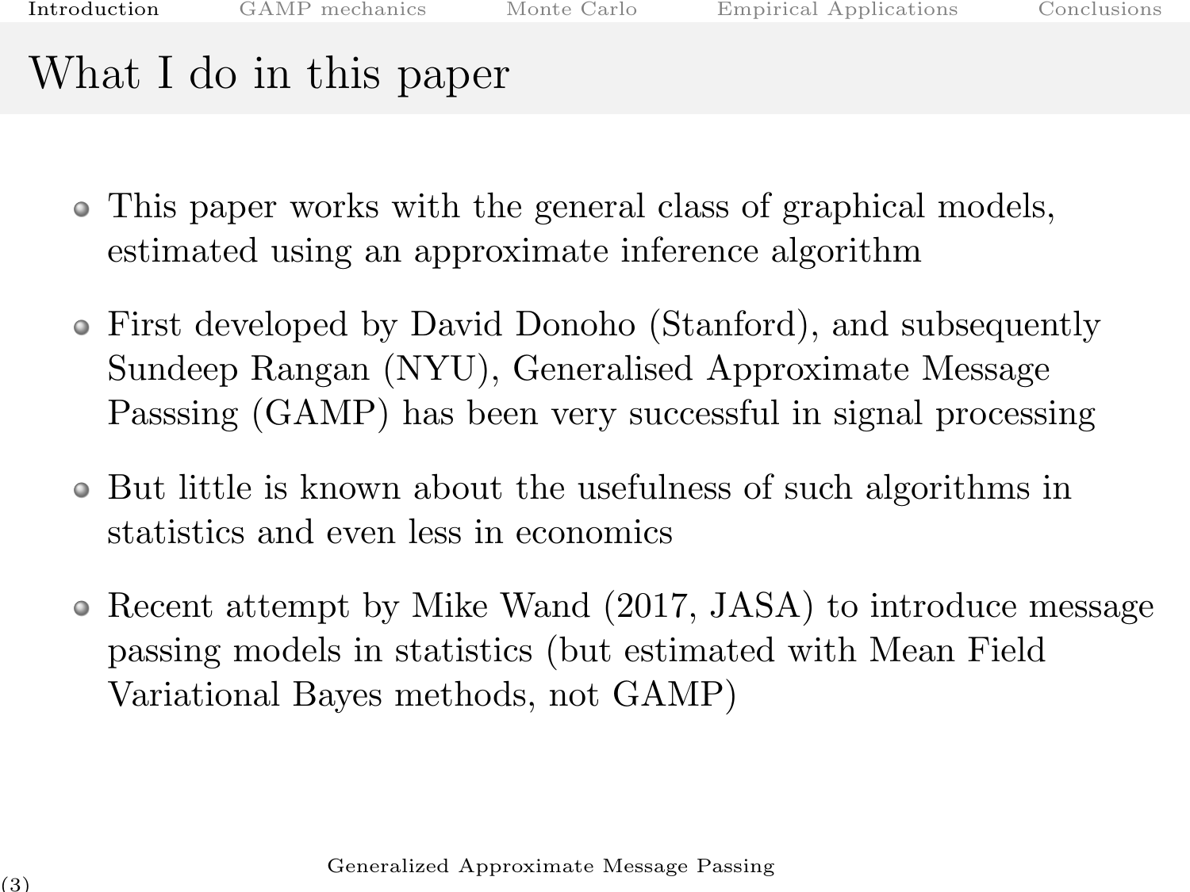# What I do in this paper

- This paper works with the general class of graphical models, estimated using an approximate inference algorithm
- First developed by David Donoho (Stanford), and subsequently Sundeep Rangan (NYU), Generalised Approximate Message Passsing (GAMP) has been very successful in signal processing
- But little is known about the usefulness of such algorithms in statistics and even less in economics
- Recent attempt by Mike Wand (2017, JASA) to introduce message passing models in statistics (but estimated with Mean Field Variational Bayes methods, not GAMP)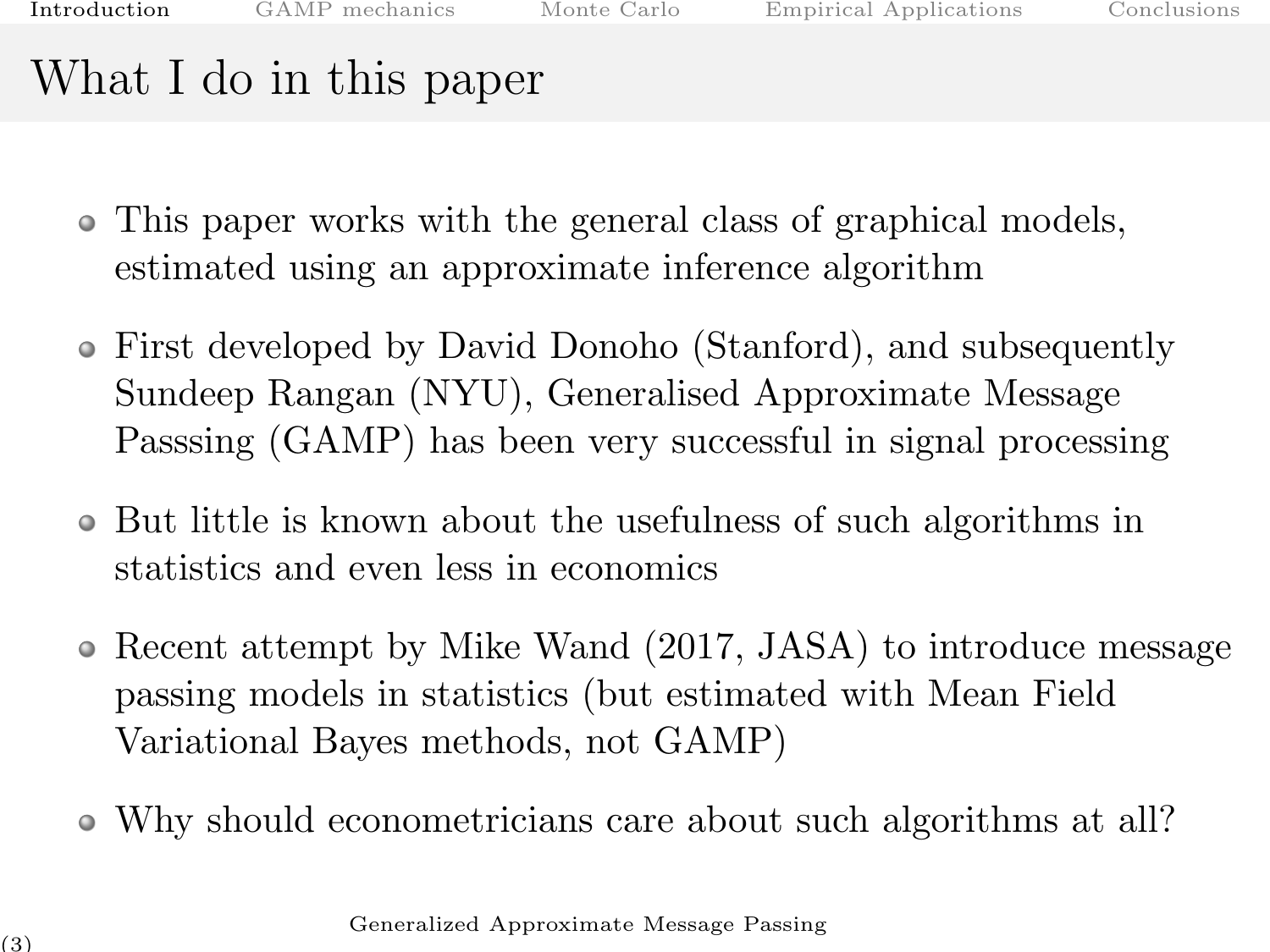# What I do in this paper

- This paper works with the general class of graphical models, estimated using an approximate inference algorithm
- First developed by David Donoho (Stanford), and subsequently Sundeep Rangan (NYU), Generalised Approximate Message Passsing (GAMP) has been very successful in signal processing
- But little is known about the usefulness of such algorithms in statistics and even less in economics
- Recent attempt by Mike Wand (2017, JASA) to introduce message passing models in statistics (but estimated with Mean Field Variational Bayes methods, not GAMP)
- Why should econometricians care about such algorithms at all?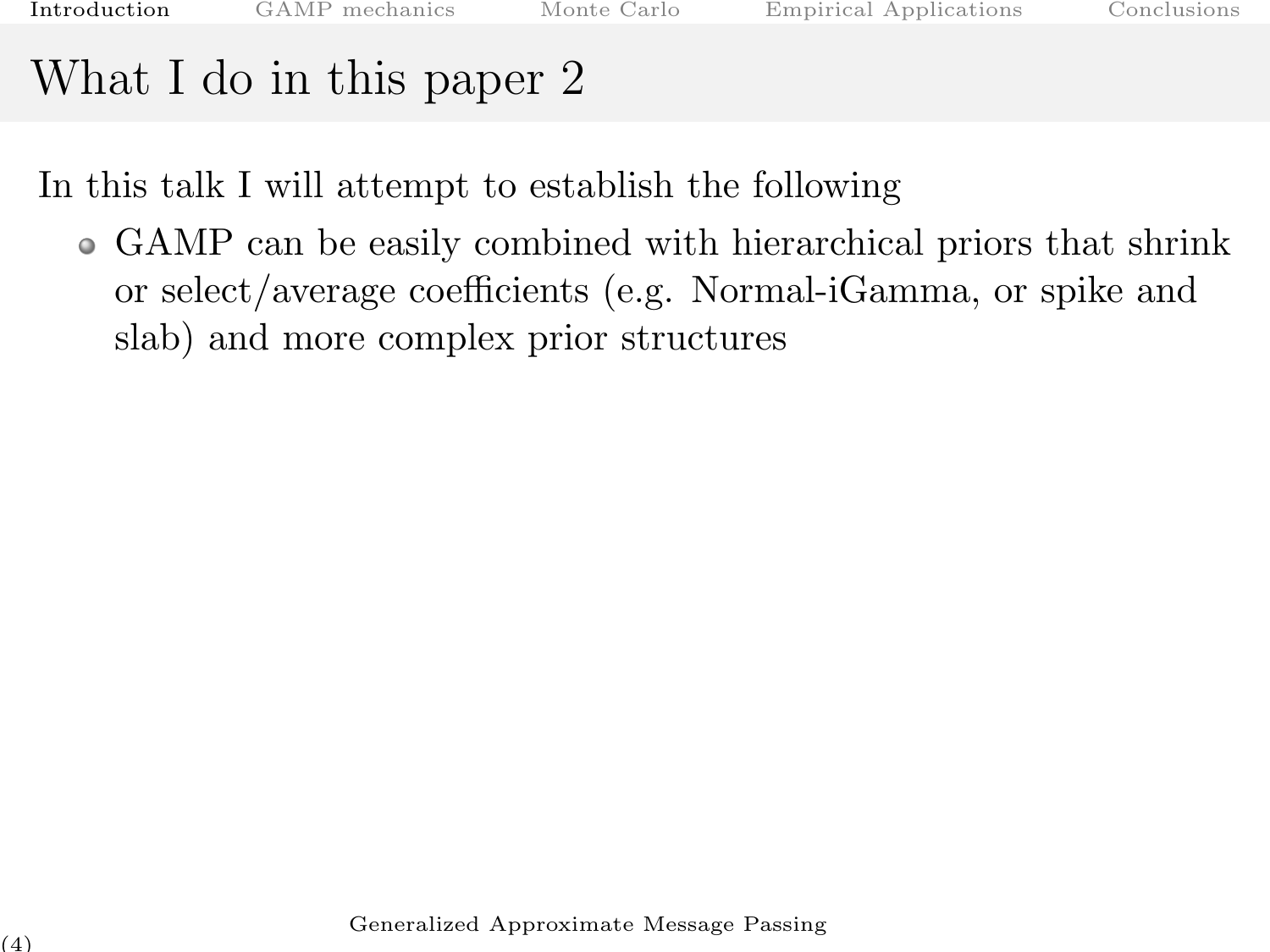# What I do in this paper 2

In this talk I will attempt to establish the following

- GAMP can be easily combined with hierarchical priors that shrink or select/average coefficients (e.g. Normal-iGamma, or spike and slab) and more complex prior structures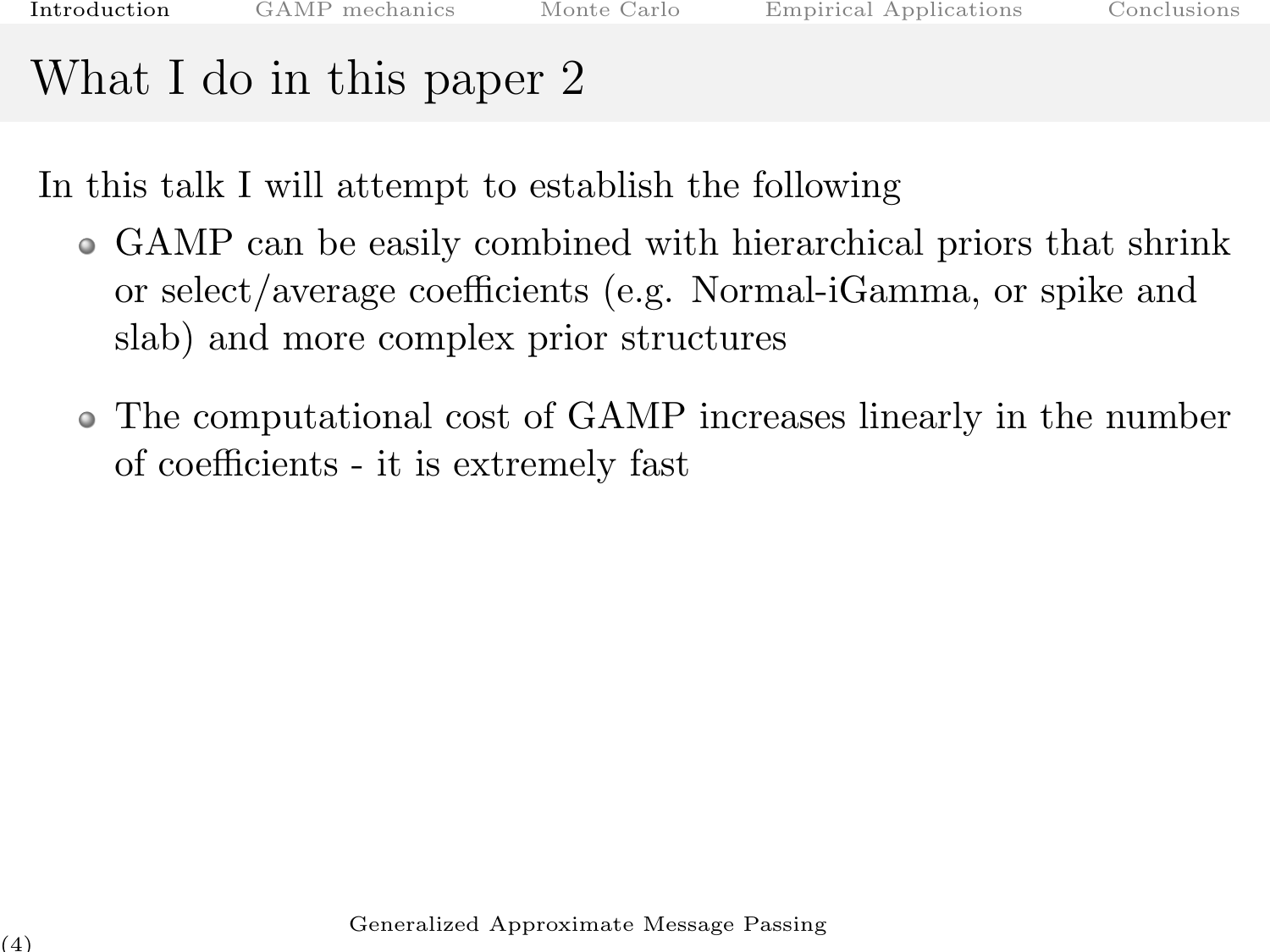# What I do in this paper 2

In this talk I will attempt to establish the following

- GAMP can be easily combined with hierarchical priors that shrink or select/average coefficients (e.g. Normal-iGamma, or spike and slab) and more complex prior structures
- The computational cost of GAMP increases linearly in the number of coefficients - it is extremely fast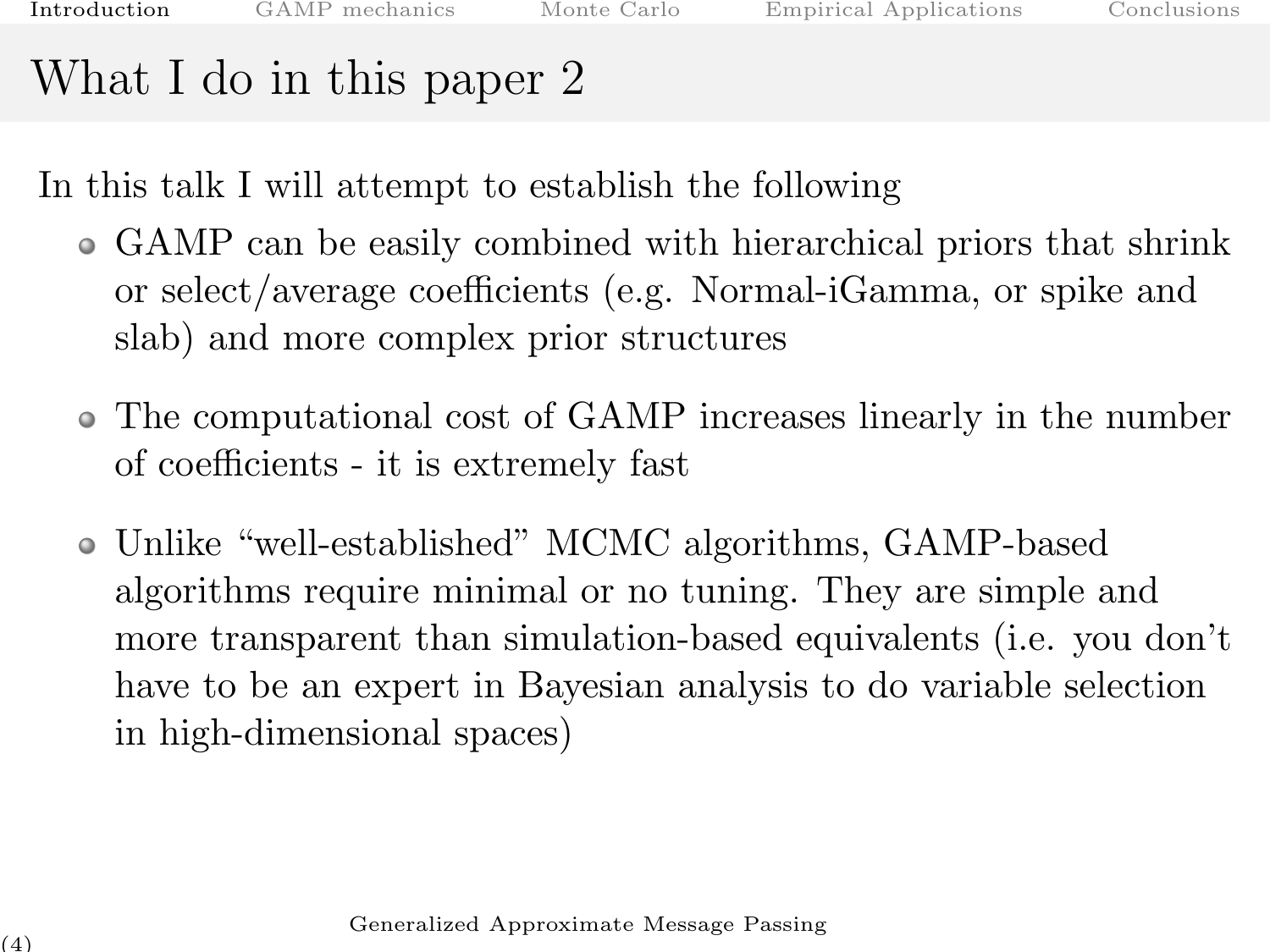# What I do in this paper 2

In this talk I will attempt to establish the following

- GAMP can be easily combined with hierarchical priors that shrink or select/average coefficients (e.g. Normal-iGamma, or spike and slab) and more complex prior structures
- The computational cost of GAMP increases linearly in the number of coefficients - it is extremely fast
- Unlike "well-established" MCMC algorithms, GAMP-based algorithms require minimal or no tuning. They are simple and more transparent than simulation-based equivalents (i.e. you don't have to be an expert in Bayesian analysis to do variable selection in high-dimensional spaces)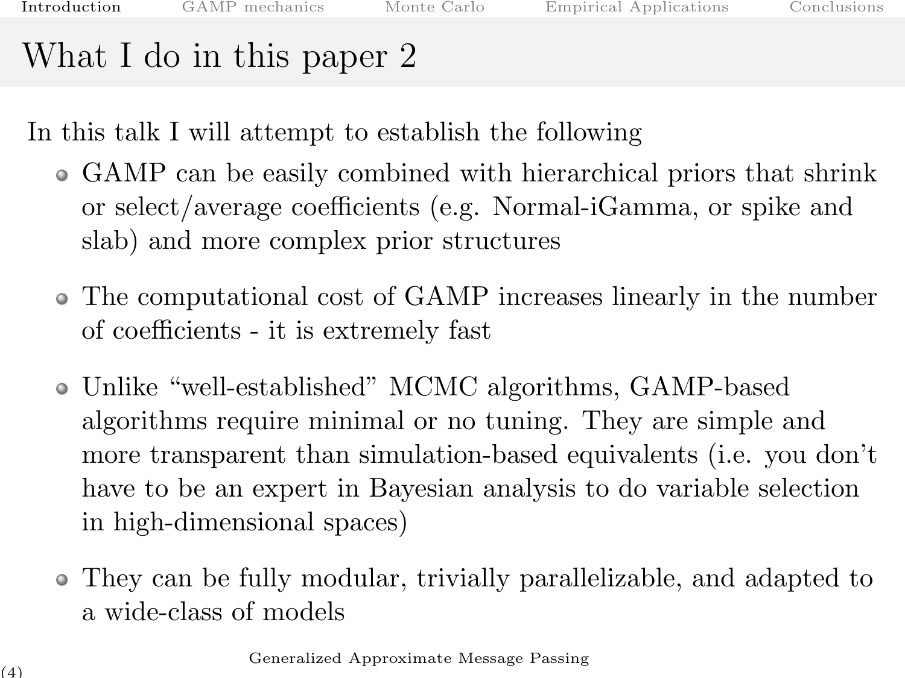# What I do in this paper 2

In this talk I will attempt to establish the following

- GAMP can be easily combined with hierarchical priors that shrink or select/average coefficients (e.g. Normal-iGamma, or spike and slab) and more complex prior structures
- The computational cost of GAMP increases linearly in the number of coefficients - it is extremely fast
- Unlike "well-established" MCMC algorithms, GAMP-based algorithms require minimal or no tuning. They are simple and more transparent than simulation-based equivalents (i.e. you don't have to be an expert in Bayesian analysis to do variable selection in high-dimensional spaces)
- They can be fully modular, trivially parallelizable, and adapted to a wide-class of models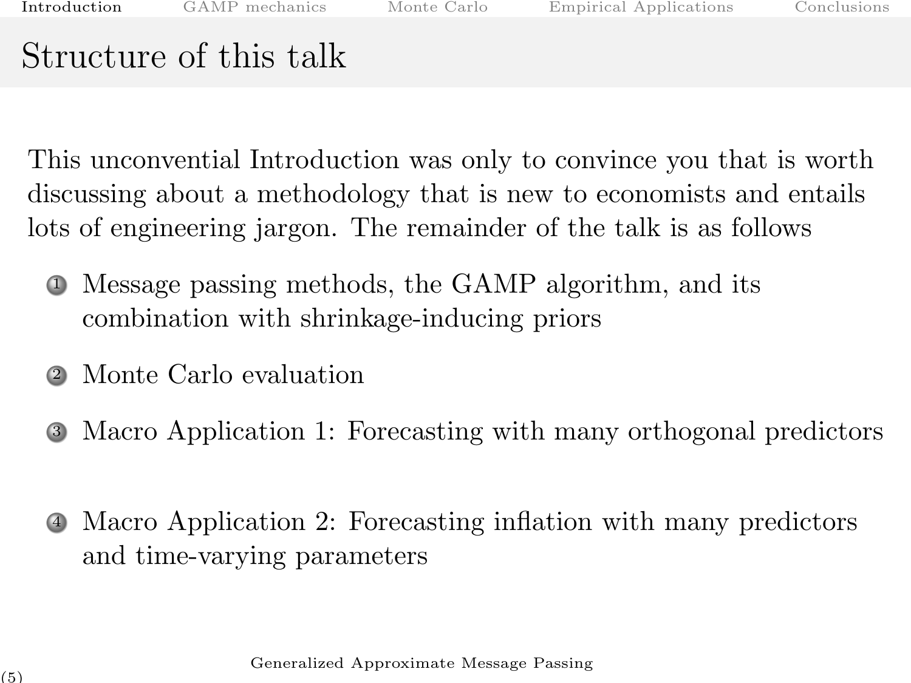# Structure of this talk

This unconvential Introduction was only to convince you that is worth discussing about a methodology that is new to economists and entails lots of engineering jargon. The remainder of the talk is as follows

1. Message passing methods, the GAMP algorithm, and its combination with shrinkage-inducing priors
2. Monte Carlo evaluation
3. Macro Application 1: Forecasting with many orthogonal predictors
4. Macro Application 2: Forecasting inflation with many predictors and time-varying parameters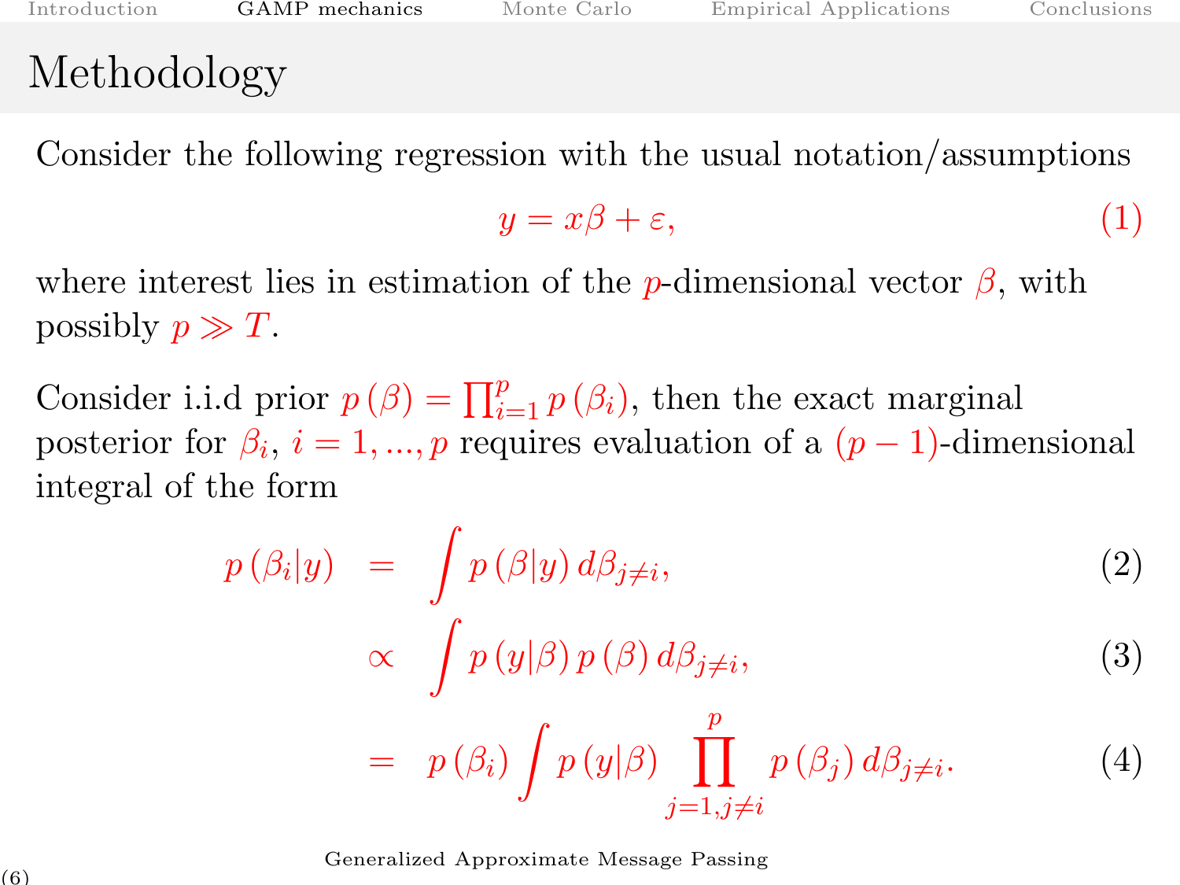# Methodology

Consider the following regression with the usual notation/assumptions

$$y = x\beta + \varepsilon, \tag{1}$$

where interest lies in estimation of the $p$-dimensional vector $\beta$, with possibly $p \gg T$.

Consider i.i.d prior $p(\beta) = \prod_{i=1}^{p} p(\beta_i)$, then the exact marginal posterior for $\beta_i$, $i = 1, ..., p$ requires evaluation of a $(p-1)$-dimensional integral of the form

$$\begin{aligned}
p(\beta_i | y) &= \int p(\beta | y) \, d\beta_{j \neq i}, & (2) \\
&\propto \int p(y | \beta) \, p(\beta) \, d\beta_{j \neq i}, & (3) \\
&= p(\beta_i) \int p(y | \beta) \prod_{j=1, j \neq i}^{p} p(\beta_j) \, d\beta_{j \neq i}. & (4)
\end{aligned}$$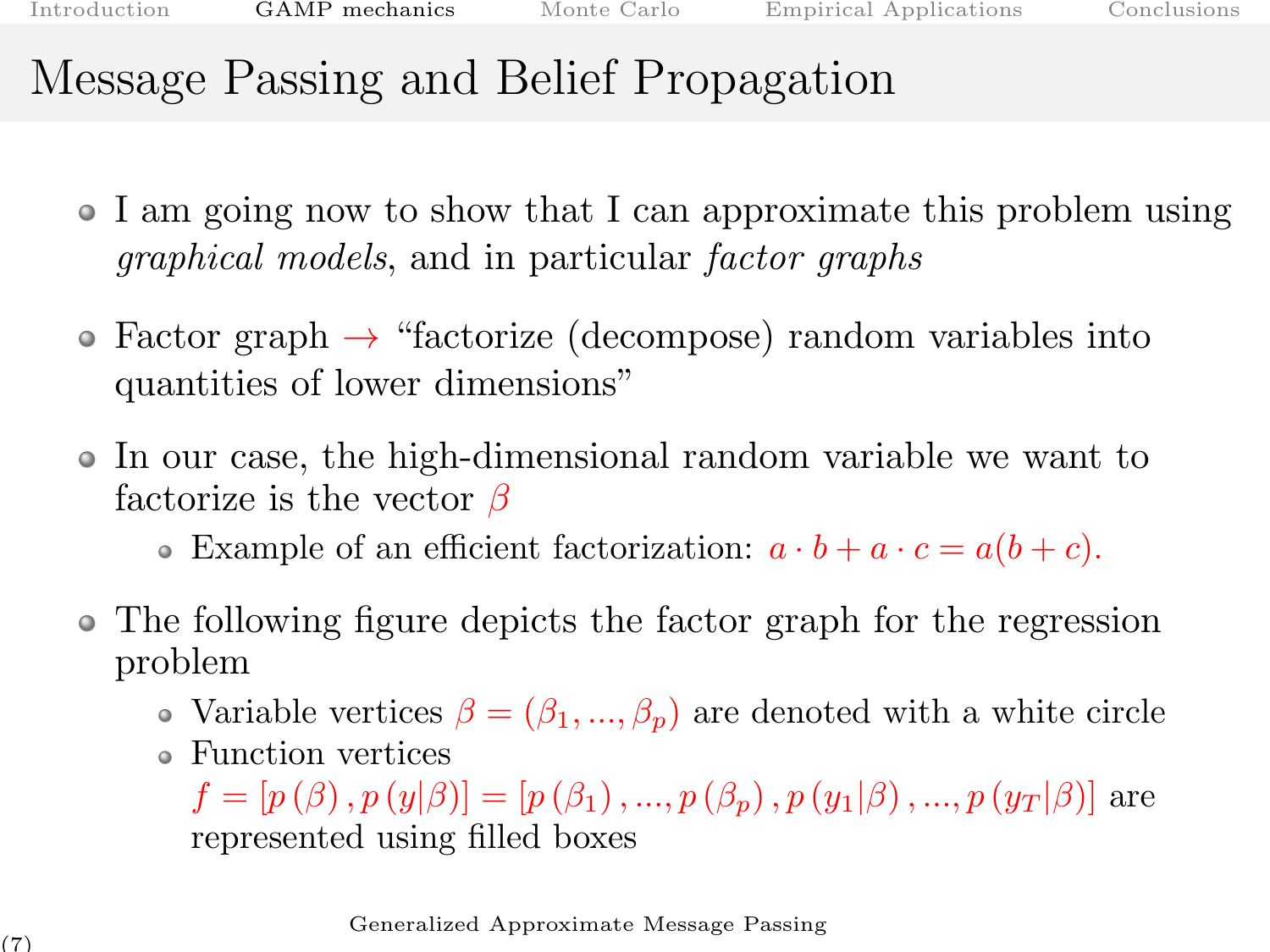# Message Passing and Belief Propagation

- I am going now to show that I can approximate this problem using *graphical models*, and in particular *factor graphs*
- Factor graph $\rightarrow$ "factorize (decompose) random variables into quantities of lower dimensions"
- In our case, the high-dimensional random variable we want to factorize is the vector $\beta$
  - Example of an efficient factorization: $a \cdot b + a \cdot c = a(b + c)$.
- The following figure depicts the factor graph for the regression problem
  - Variable vertices $\beta = (\beta_1, ..., \beta_p)$ are denoted with a white circle
  - Function vertices $f = [p(\beta), p(y|\beta)] = [p(\beta_1), ..., p(\beta_p), p(y_1|\beta), ..., p(y_T|\beta)]$ are represented using filled boxes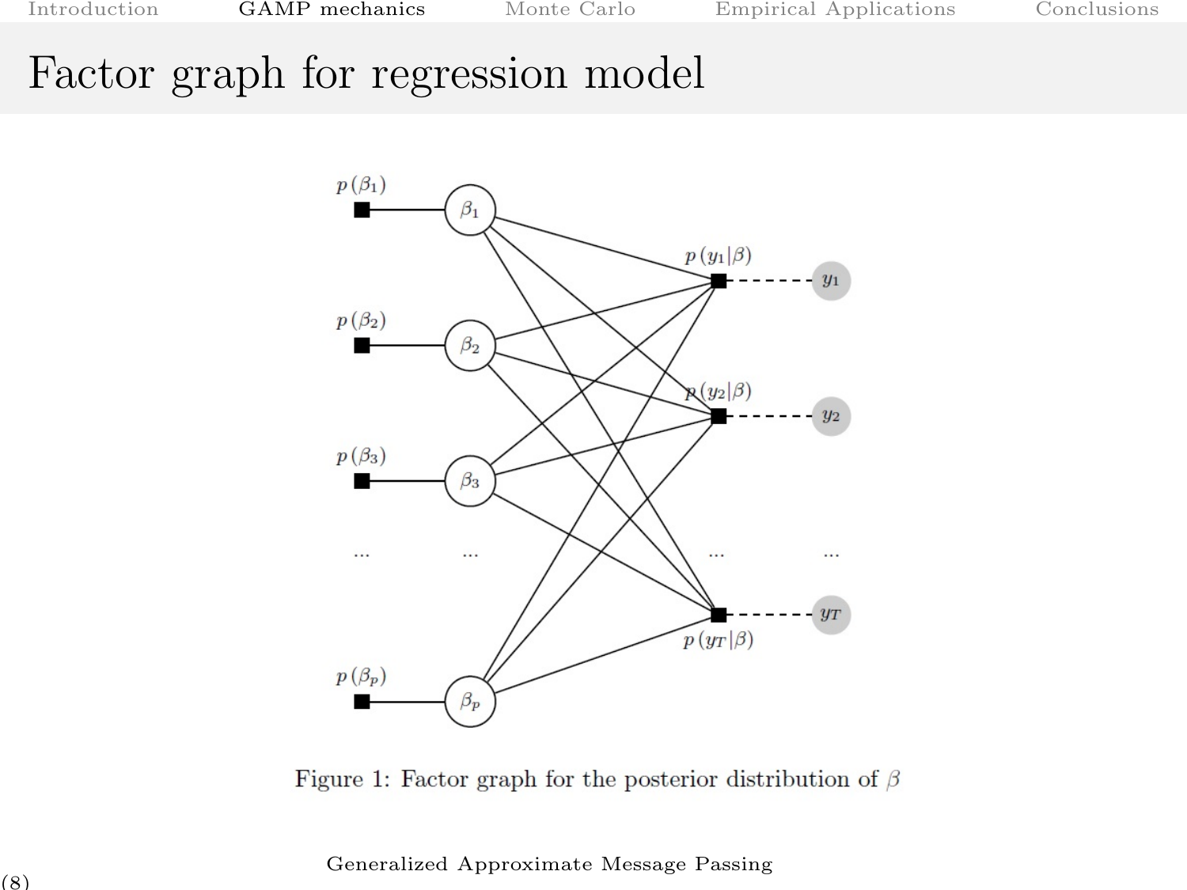# Factor graph for regression model

Figure 1: Factor graph for the posterior distribution of $\beta$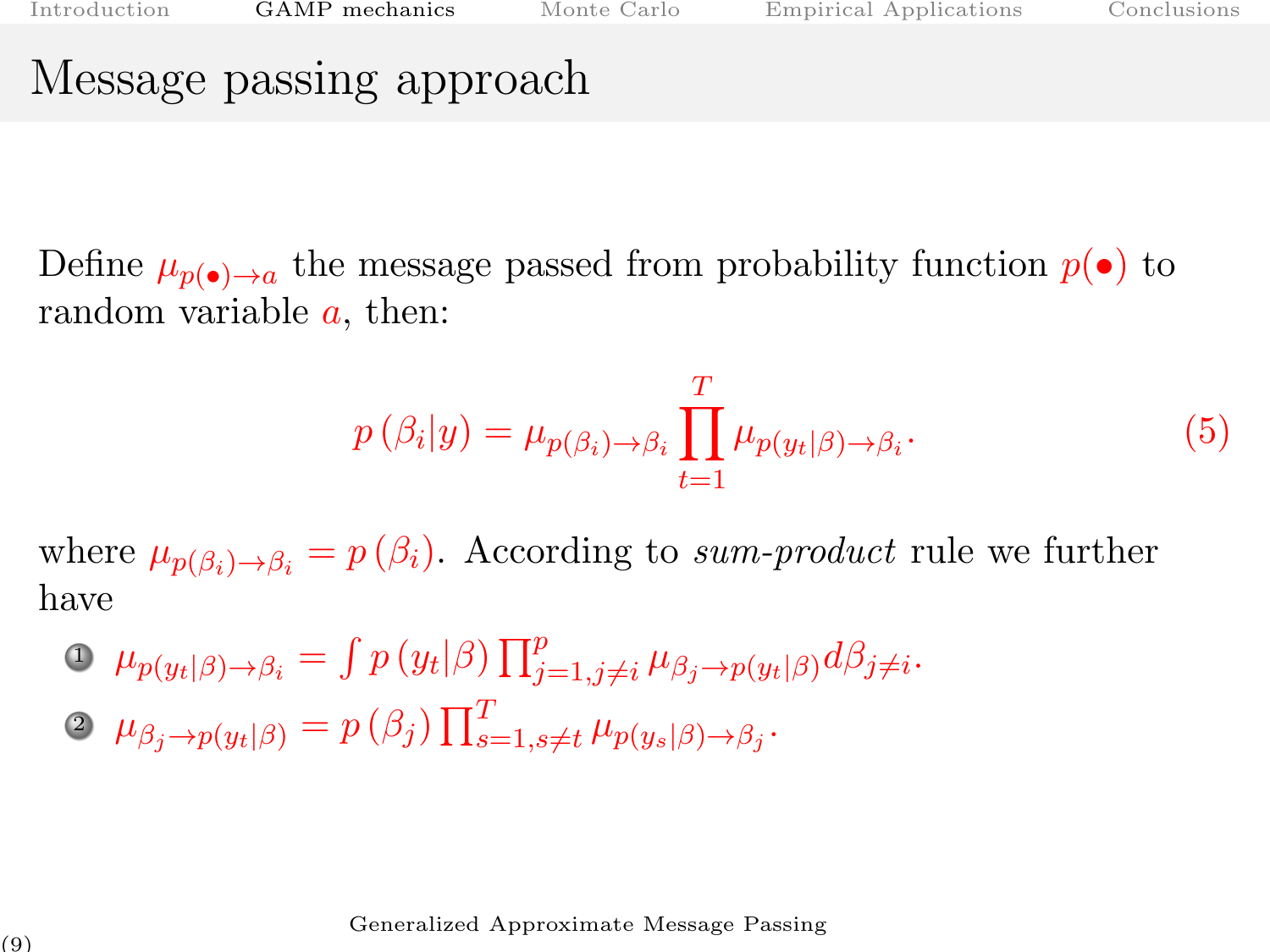# Message passing approach

Define $\mu_{p(\bullet)\rightarrow a}$ the message passed from probability function $p(\bullet)$ to random variable $a$, then:

$$p\left(\beta_i|y\right) = \mu_{p(\beta_i)\rightarrow\beta_i} \prod_{t=1}^{T} \mu_{p(y_t|\beta)\rightarrow\beta_i}. \tag{5}$$

where $\mu_{p(\beta_i)\rightarrow\beta_i} = p\left(\beta_i\right)$. According to *sum-product* rule we further have

1. $\mu_{p(y_t|\beta)\rightarrow\beta_i} = \int p\left(y_t|\beta\right) \prod_{j=1,j\neq i}^{p} \mu_{\beta_j\rightarrow p(y_t|\beta)} d\beta_{j\neq i}$.
2. $\mu_{\beta_j\rightarrow p(y_t|\beta)} = p\left(\beta_j\right) \prod_{s=1,s\neq t}^{T} \mu_{p(y_s|\beta)\rightarrow\beta_j}$.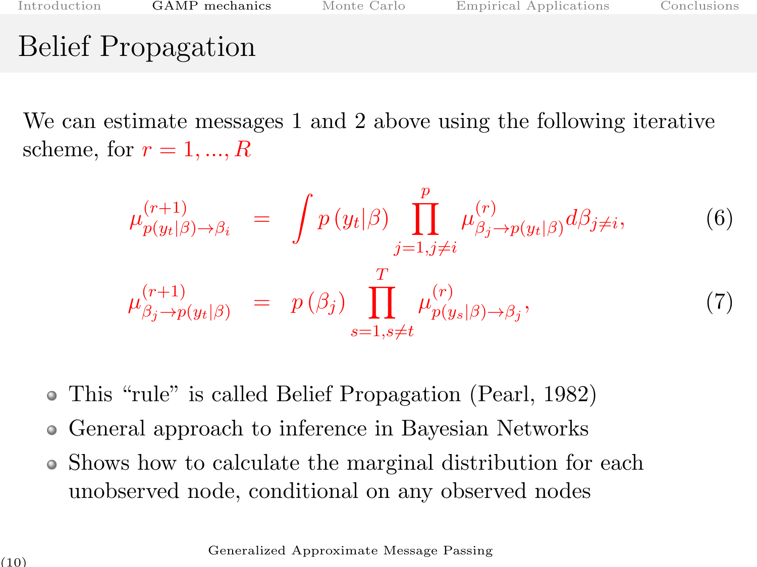# Belief Propagation

We can estimate messages 1 and 2 above using the following iterative scheme, for $r = 1, ..., R$

$$
\mu^{(r+1)}_{p(y_t|\beta)\to\beta_i} = \int p\left(y_t|\beta\right) \prod_{j=1, j\neq i}^{p} \mu^{(r)}_{\beta_j \to p(y_t|\beta)} d\beta_{j\neq i}, \tag{6}
$$

$$
\mu^{(r+1)}_{\beta_j \to p(y_t|\beta)} = p\left(\beta_j\right) \prod_{s=1, s\neq t}^{T} \mu^{(r)}_{p(y_s|\beta)\to\beta_j}, \tag{7}
$$

- This “rule” is called Belief Propagation (Pearl, 1982)
- General approach to inference in Bayesian Networks
- Shows how to calculate the marginal distribution for each unobserved node, conditional on any observed nodes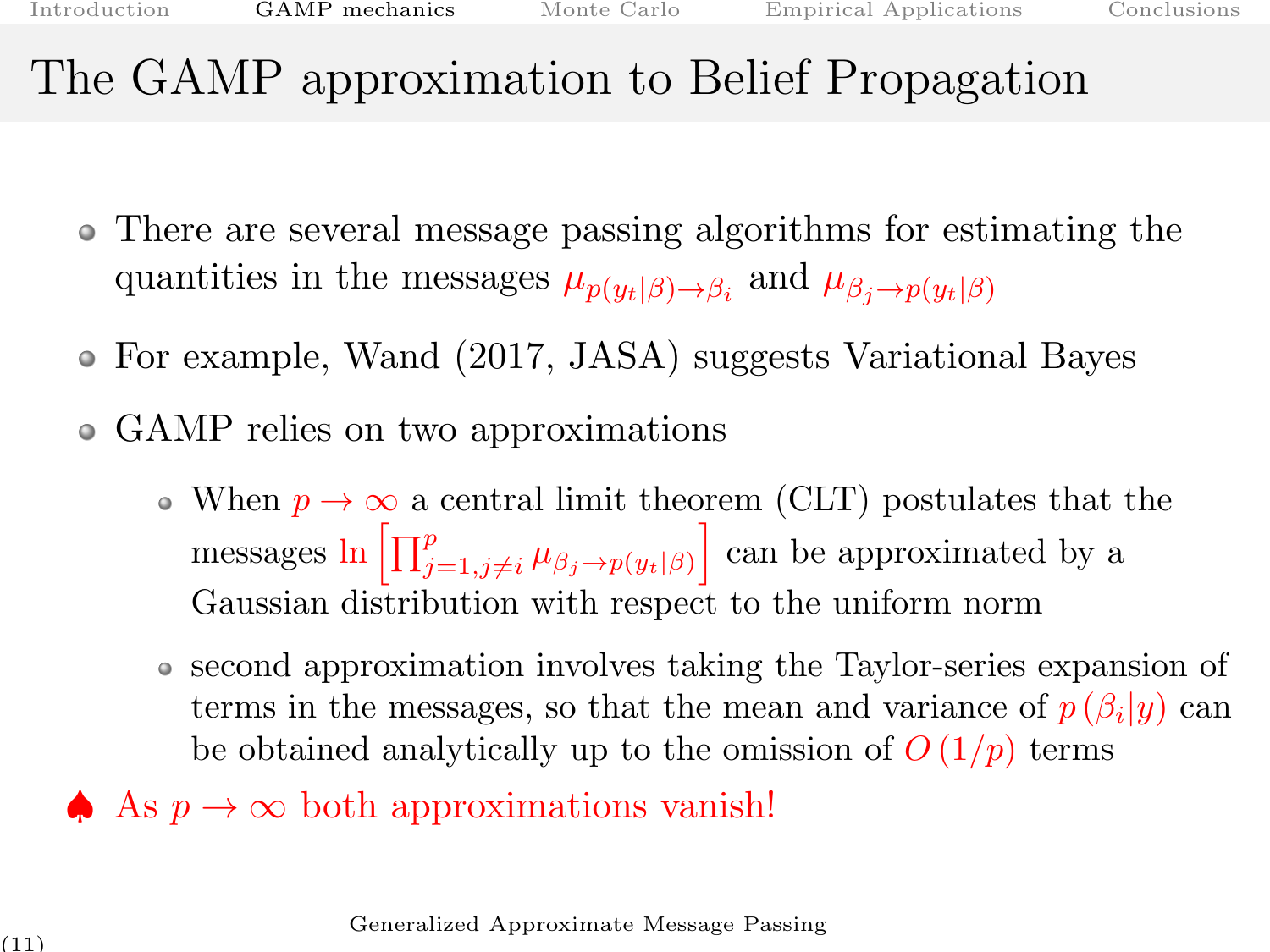# The GAMP approximation to Belief Propagation

- There are several message passing algorithms for estimating the quantities in the messages $\mu_{p(y_t|\beta)\to\beta_i}$ and $\mu_{\beta_j\to p(y_t|\beta)}$
- For example, Wand (2017, JASA) suggests Variational Bayes
- GAMP relies on two approximations
  - When $p \to \infty$ a central limit theorem (CLT) postulates that the messages $\ln\left[\prod_{j=1,j\neq i}^{p} \mu_{\beta_j\to p(y_t|\beta)}\right]$ can be approximated by a Gaussian distribution with respect to the uniform norm
  - second approximation involves taking the Taylor-series expansion of terms in the messages, so that the mean and variance of $p(\beta_i|y)$ can be obtained analytically up to the omission of $O(1/p)$ terms

♠ As $p \to \infty$ both approximations vanish!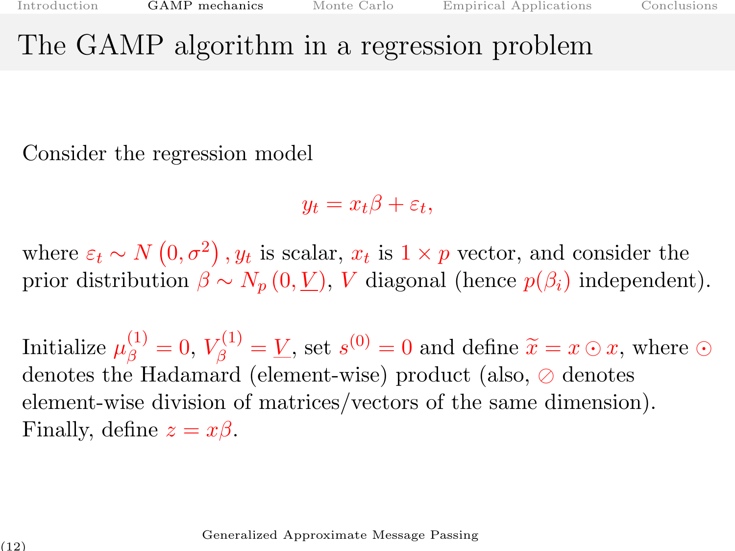# The GAMP algorithm in a regression problem

Consider the regression model

$$y_t = x_t \beta + \varepsilon_t,$$

where $\varepsilon_t \sim N\left(0, \sigma^2\right), y_t$ is scalar, $x_t$ is $1 \times p$ vector, and consider the prior distribution $\beta \sim N_p\left(0, \underline{V}\right)$, $V$ diagonal (hence $p(\beta_i)$ independent).

Initialize $\mu_\beta^{(1)} = 0$, $V_\beta^{(1)} = \underline{V}$, set $s^{(0)} = 0$ and define $\widetilde{x} = x \odot x$, where $\odot$ denotes the Hadamard (element-wise) product (also, $\oslash$ denotes element-wise division of matrices/vectors of the same dimension). Finally, define $z = x\beta$.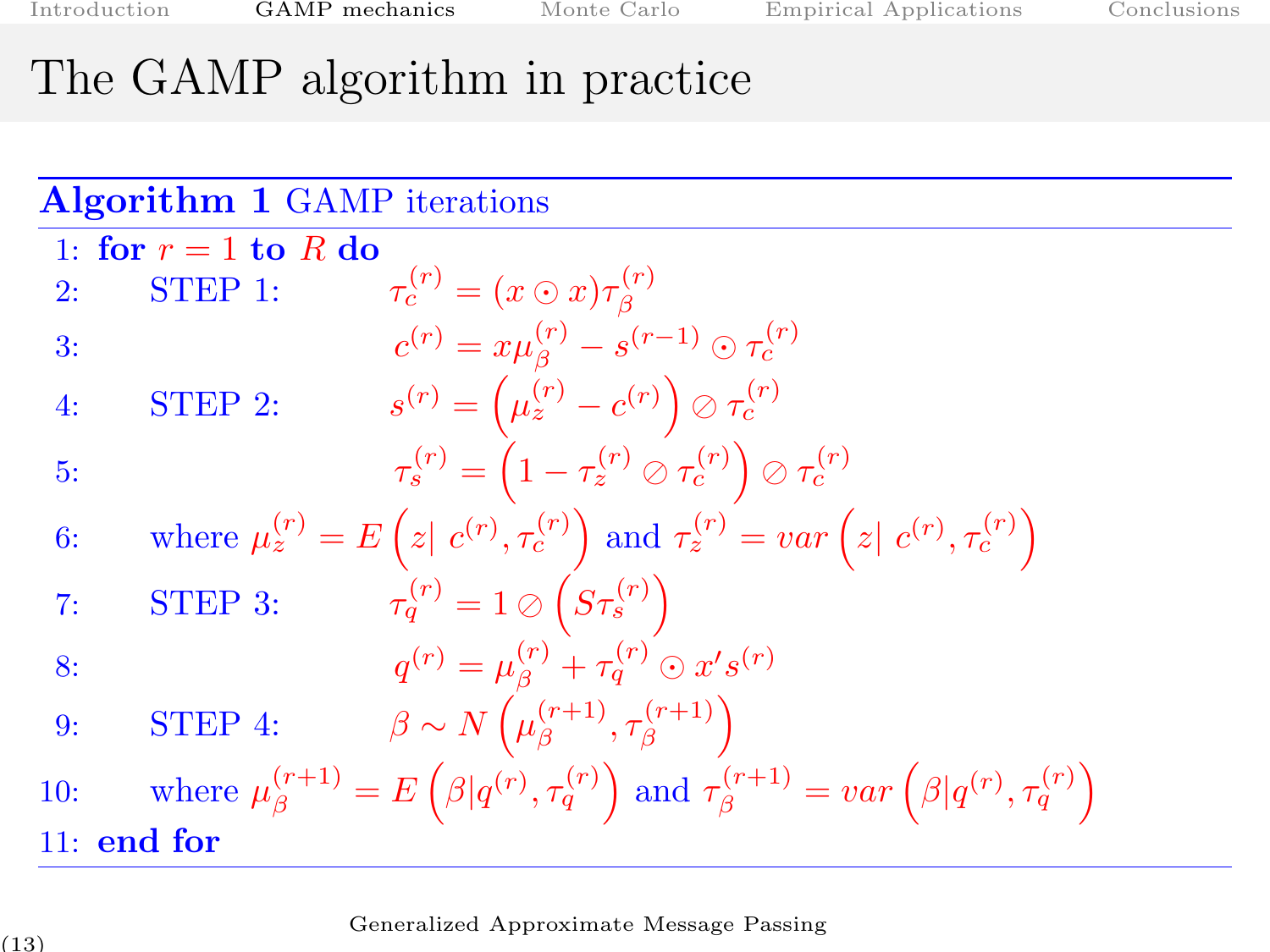# The GAMP algorithm in practice

**Algorithm 1** GAMP iterations

1: **for** $r = 1$ **to** $R$ **do**

2: STEP 1: $\tau_c^{(r)} = (x \odot x)\tau_\beta^{(r)}$

3: $c^{(r)} = x\mu_\beta^{(r)} - s^{(r-1)} \odot \tau_c^{(r)}$

4: STEP 2: $s^{(r)} = \left(\mu_z^{(r)} - c^{(r)}\right) \oslash \tau_c^{(r)}$

5: $\tau_s^{(r)} = \left(1 - \tau_z^{(r)} \oslash \tau_c^{(r)}\right) \oslash \tau_c^{(r)}$

6: where $\mu_z^{(r)} = E\left(z|\ c^{(r)}, \tau_c^{(r)}\right)$ and $\tau_z^{(r)} = var\left(z|\ c^{(r)}, \tau_c^{(r)}\right)$

7: STEP 3: $\tau_q^{(r)} = 1 \oslash \left(S\tau_s^{(r)}\right)$

8: $q^{(r)} = \mu_\beta^{(r)} + \tau_q^{(r)} \odot x' s^{(r)}$

9: STEP 4: $\beta \sim N\left(\mu_\beta^{(r+1)}, \tau_\beta^{(r+1)}\right)$

10: where $\mu_\beta^{(r+1)} = E\left(\beta|q^{(r)}, \tau_q^{(r)}\right)$ and $\tau_\beta^{(r+1)} = var\left(\beta|q^{(r)}, \tau_q^{(r)}\right)$

11: **end for**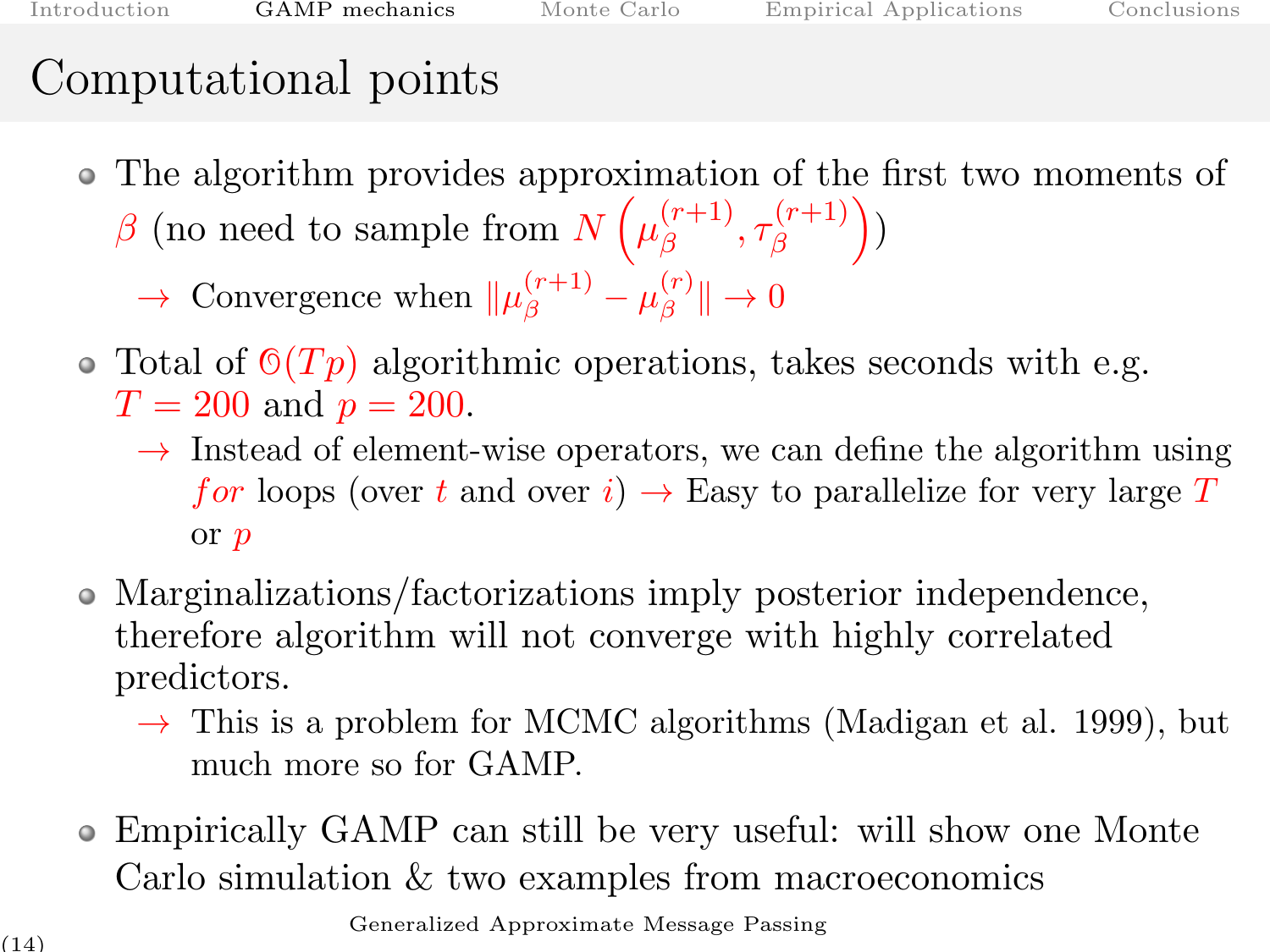# Computational points

- The algorithm provides approximation of the first two moments of $\beta$ (no need to sample from $N\left(\mu_{\beta}^{(r+1)}, \tau_{\beta}^{(r+1)}\right)$)
  - → Convergence when $\|\mu_{\beta}^{(r+1)} - \mu_{\beta}^{(r)}\| \rightarrow 0$
- Total of $\mathcal{O}(Tp)$ algorithmic operations, takes seconds with e.g. $T = 200$ and $p = 200$.
  - → Instead of element-wise operators, we can define the algorithm using $for$ loops (over $t$ and over $i$) → Easy to parallelize for very large $T$ or $p$
- Marginalizations/factorizations imply posterior independence, therefore algorithm will not converge with highly correlated predictors.
  - → This is a problem for MCMC algorithms (Madigan et al. 1999), but much more so for GAMP.
- Empirically GAMP can still be very useful: will show one Monte Carlo simulation & two examples from macroeconomics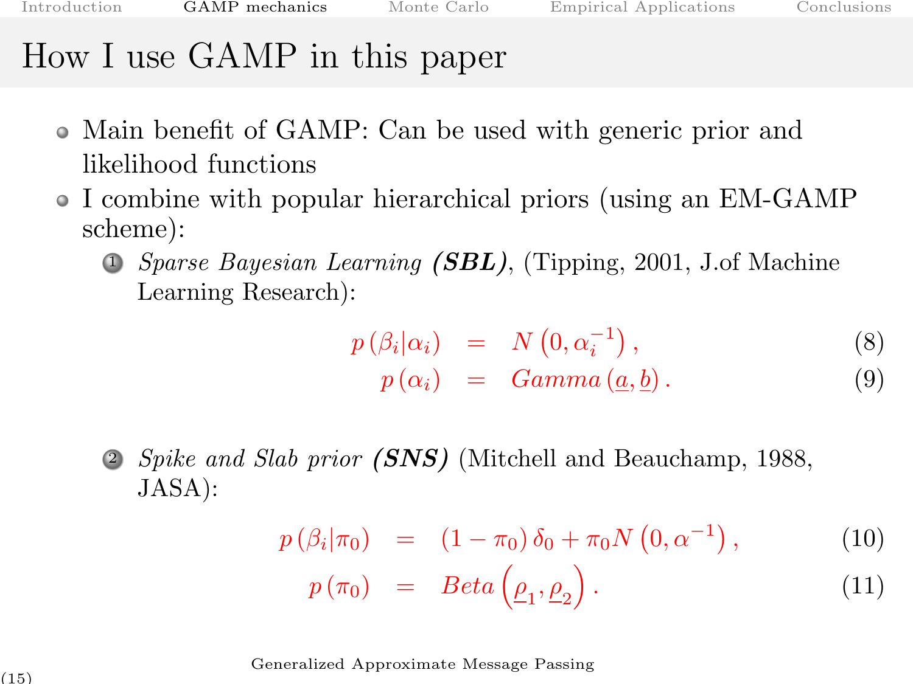# How I use GAMP in this paper

- Main benefit of GAMP: Can be used with generic prior and likelihood functions
- I combine with popular hierarchical priors (using an EM-GAMP scheme):
  1. *Sparse Bayesian Learning* ***(SBL)***, (Tipping, 2001, J.of Machine Learning Research):

$$
\begin{aligned}
p(\beta_i|\alpha_i) &= N\left(0, \alpha_i^{-1}\right), && (8)\\
p(\alpha_i) &= Gamma\left(\underline{a}, \underline{b}\right). && (9)
\end{aligned}
$$

  2. *Spike and Slab prior* ***(SNS)*** (Mitchell and Beauchamp, 1988, JASA):

$$
\begin{aligned}
p(\beta_i|\pi_0) &= (1-\pi_0)\,\delta_0 + \pi_0 N\left(0, \alpha^{-1}\right), && (10)\\
p(\pi_0) &= Beta\left(\underline{\rho}_1, \underline{\rho}_2\right). && (11)
\end{aligned}
$$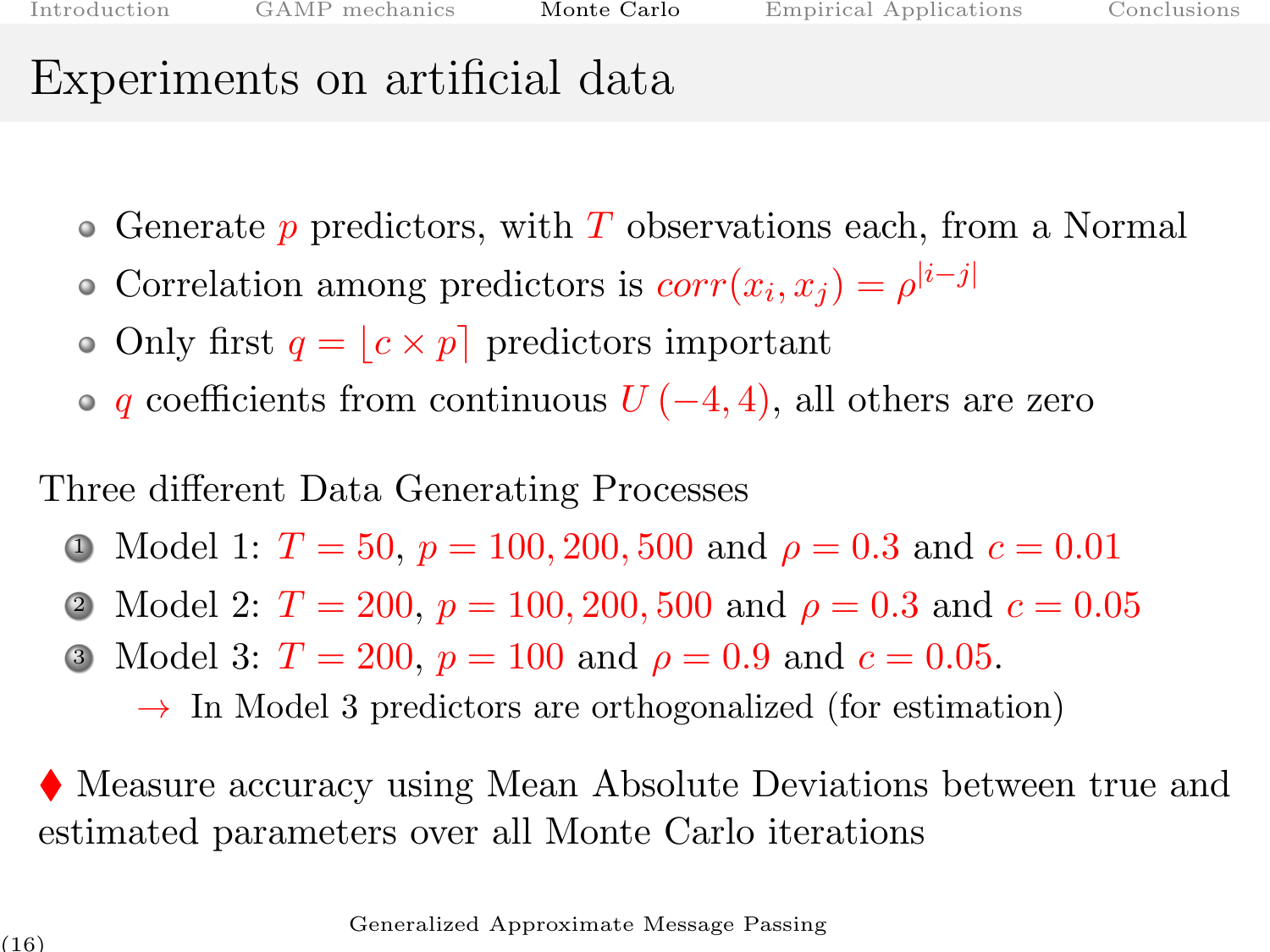# Experiments on artificial data

- Generate $p$ predictors, with $T$ observations each, from a Normal
- Correlation among predictors is $corr(x_i, x_j) = \rho^{|i-j|}$
- Only first $q = \lfloor c \times p \rceil$ predictors important
- $q$ coefficients from continuous $U(-4, 4)$, all others are zero

Three different Data Generating Processes

1. Model 1: $T = 50$, $p = 100, 200, 500$ and $\rho = 0.3$ and $c = 0.01$
2. Model 2: $T = 200$, $p = 100, 200, 500$ and $\rho = 0.3$ and $c = 0.05$
3. Model 3: $T = 200$, $p = 100$ and $\rho = 0.9$ and $c = 0.05$.
   - → In Model 3 predictors are orthogonalized (for estimation)

♦ Measure accuracy using Mean Absolute Deviations between true and estimated parameters over all Monte Carlo iterations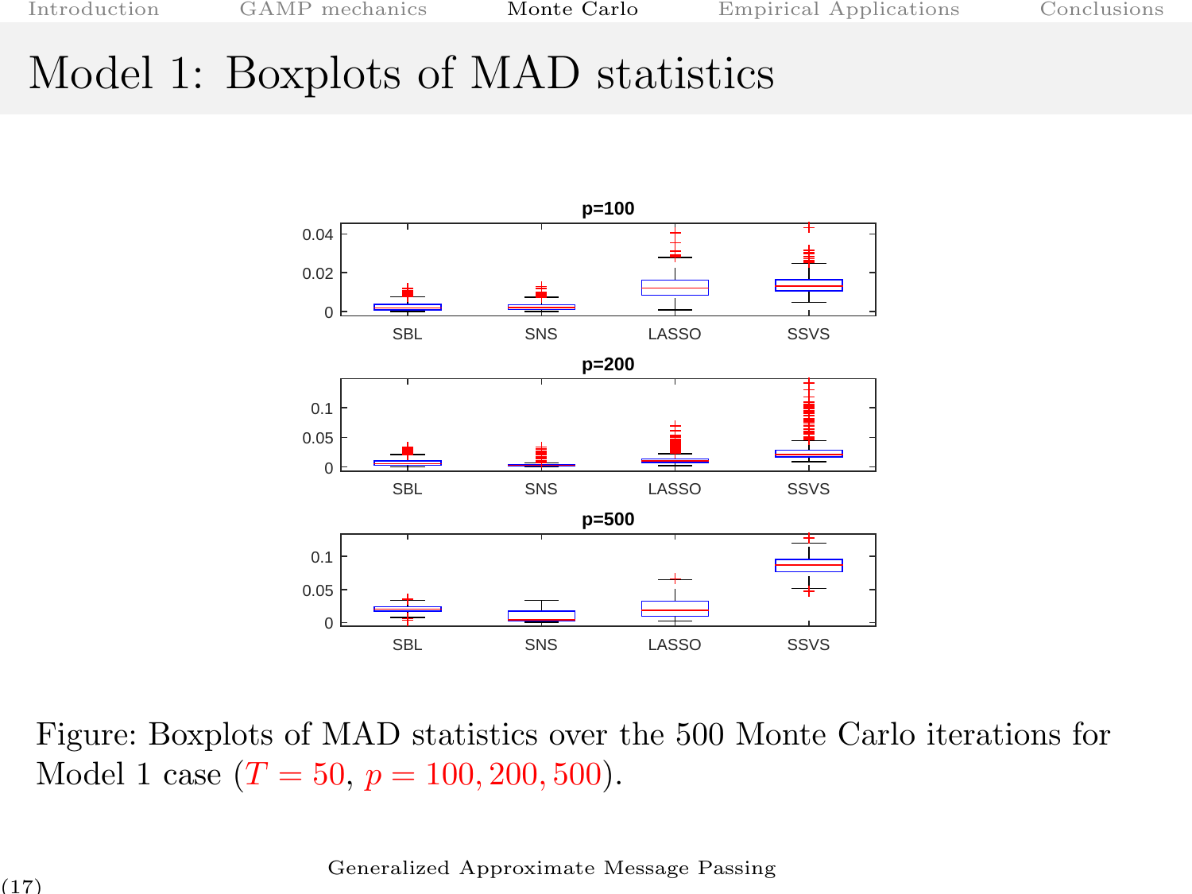# Model 1: Boxplots of MAD statistics

Figure: Boxplots of MAD statistics over the 500 Monte Carlo iterations for Model 1 case ($T = 50$, $p = 100, 200, 500$).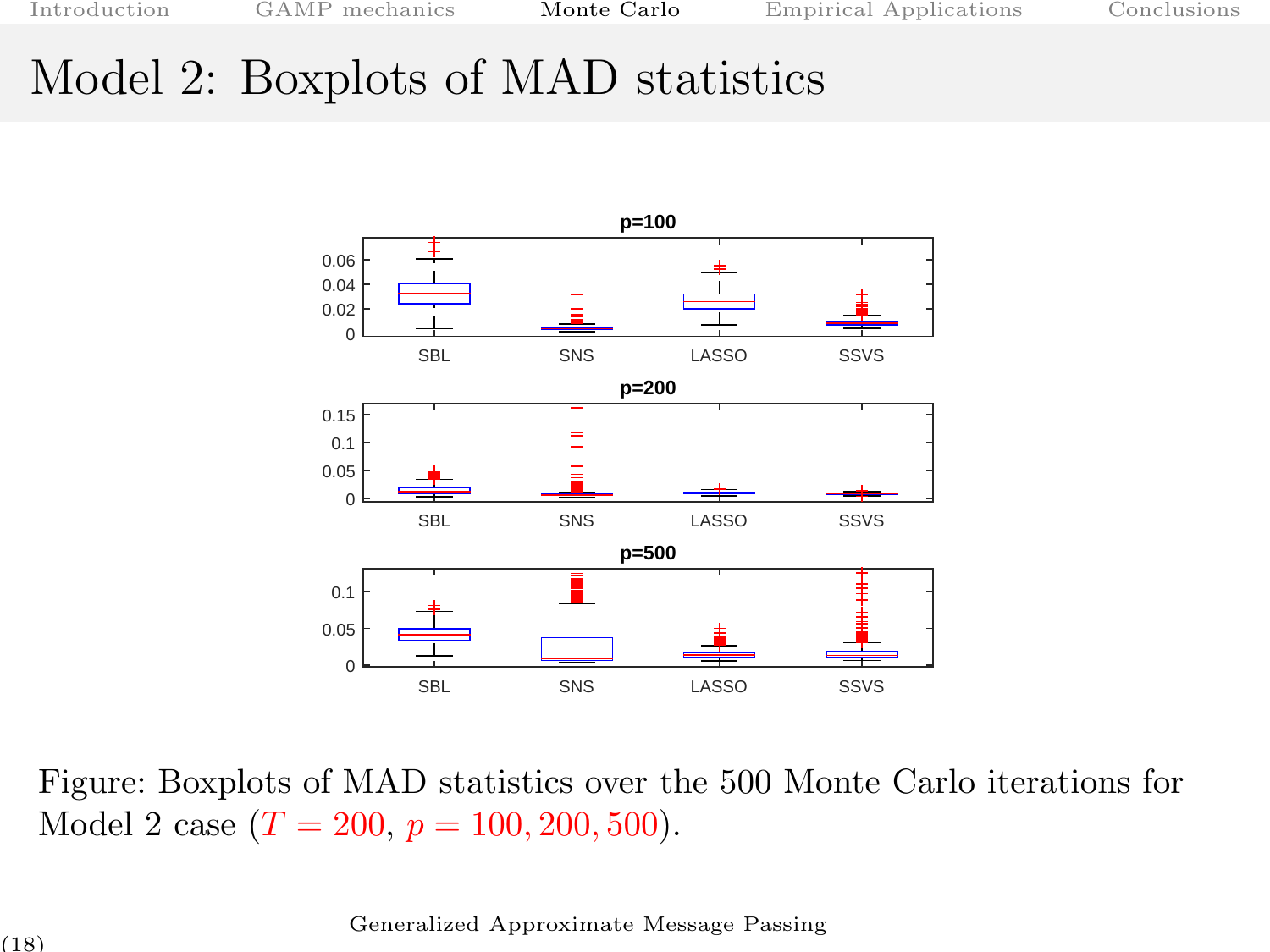# Model 2: Boxplots of MAD statistics

Figure: Boxplots of MAD statistics over the 500 Monte Carlo iterations for Model 2 case ($T = 200$, $p = 100, 200, 500$).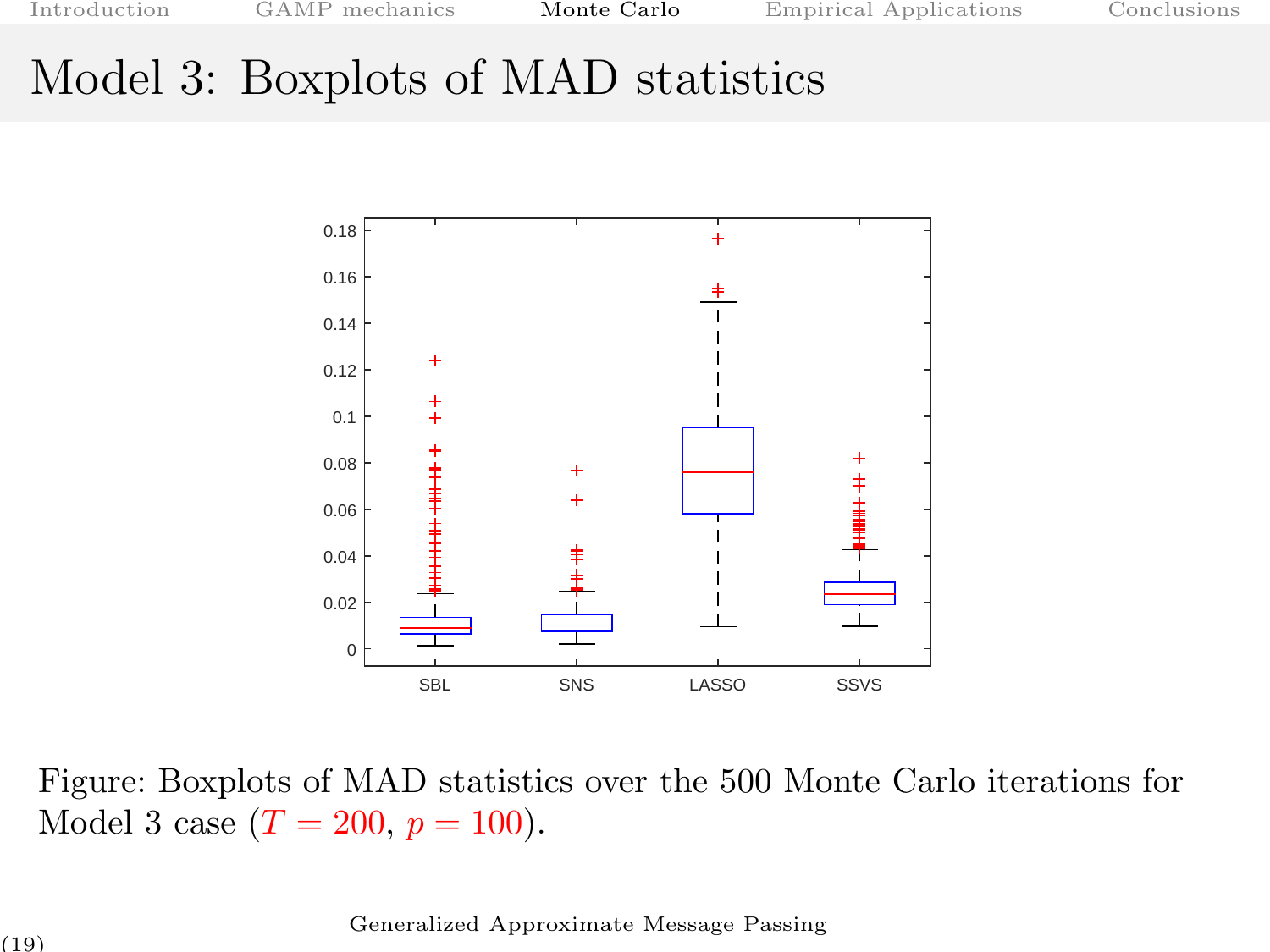# Model 3: Boxplots of MAD statistics

Figure: Boxplots of MAD statistics over the 500 Monte Carlo iterations for Model 3 case ($T = 200$, $p = 100$).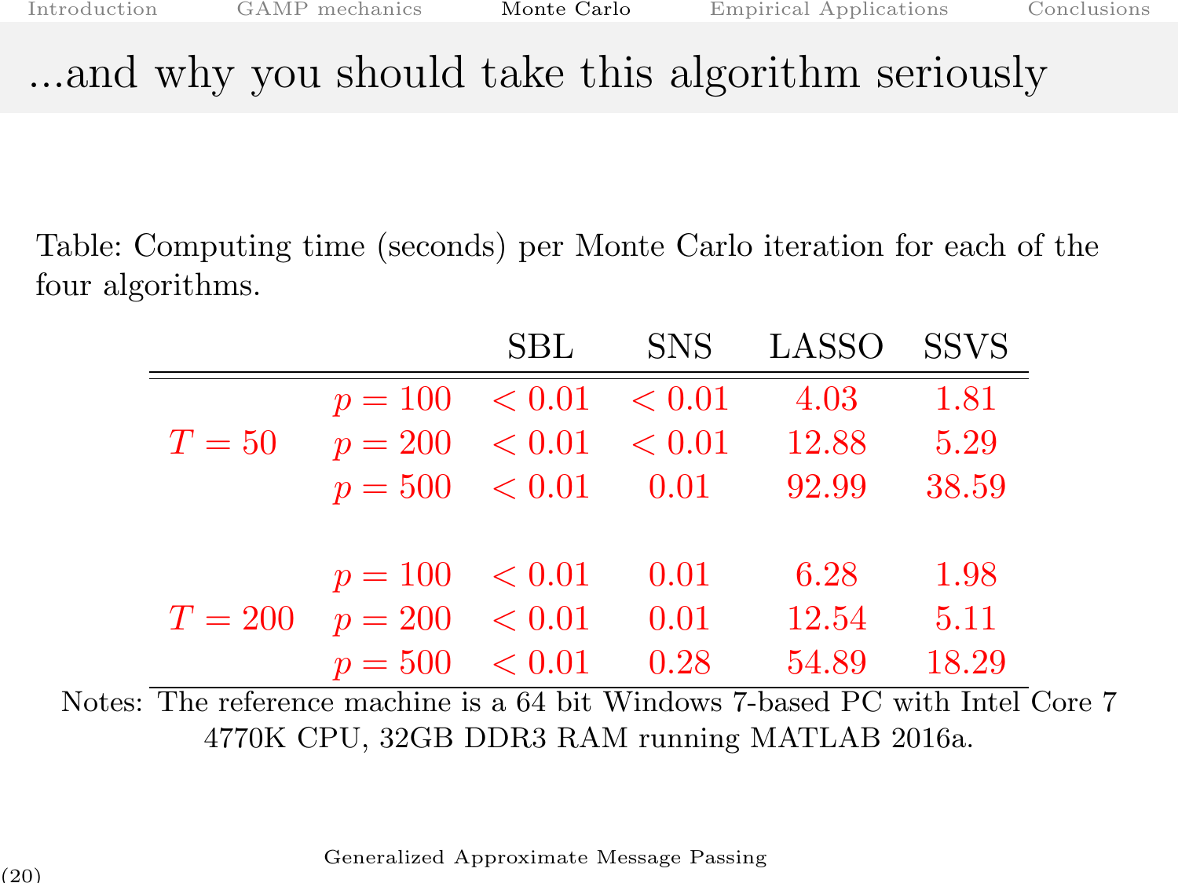# ...and why you should take this algorithm seriously

Table: Computing time (seconds) per Monte Carlo iteration for each of the four algorithms.

| | | SBL | SNS | LASSO | SSVS |
|---|---|---|---|---|---|
| $T = 50$ | $p = 100$ | $< 0.01$ | $< 0.01$ | 4.03 | 1.81 |
| | $p = 200$ | $< 0.01$ | $< 0.01$ | 12.88 | 5.29 |
| | $p = 500$ | $< 0.01$ | 0.01 | 92.99 | 38.59 |
| $T = 200$ | $p = 100$ | $< 0.01$ | 0.01 | 6.28 | 1.98 |
| | $p = 200$ | $< 0.01$ | 0.01 | 12.54 | 5.11 |
| | $p = 500$ | $< 0.01$ | 0.28 | 54.89 | 18.29 |

Notes: The reference machine is a 64 bit Windows 7-based PC with Intel Core 7 4770K CPU, 32GB DDR3 RAM running MATLAB 2016a.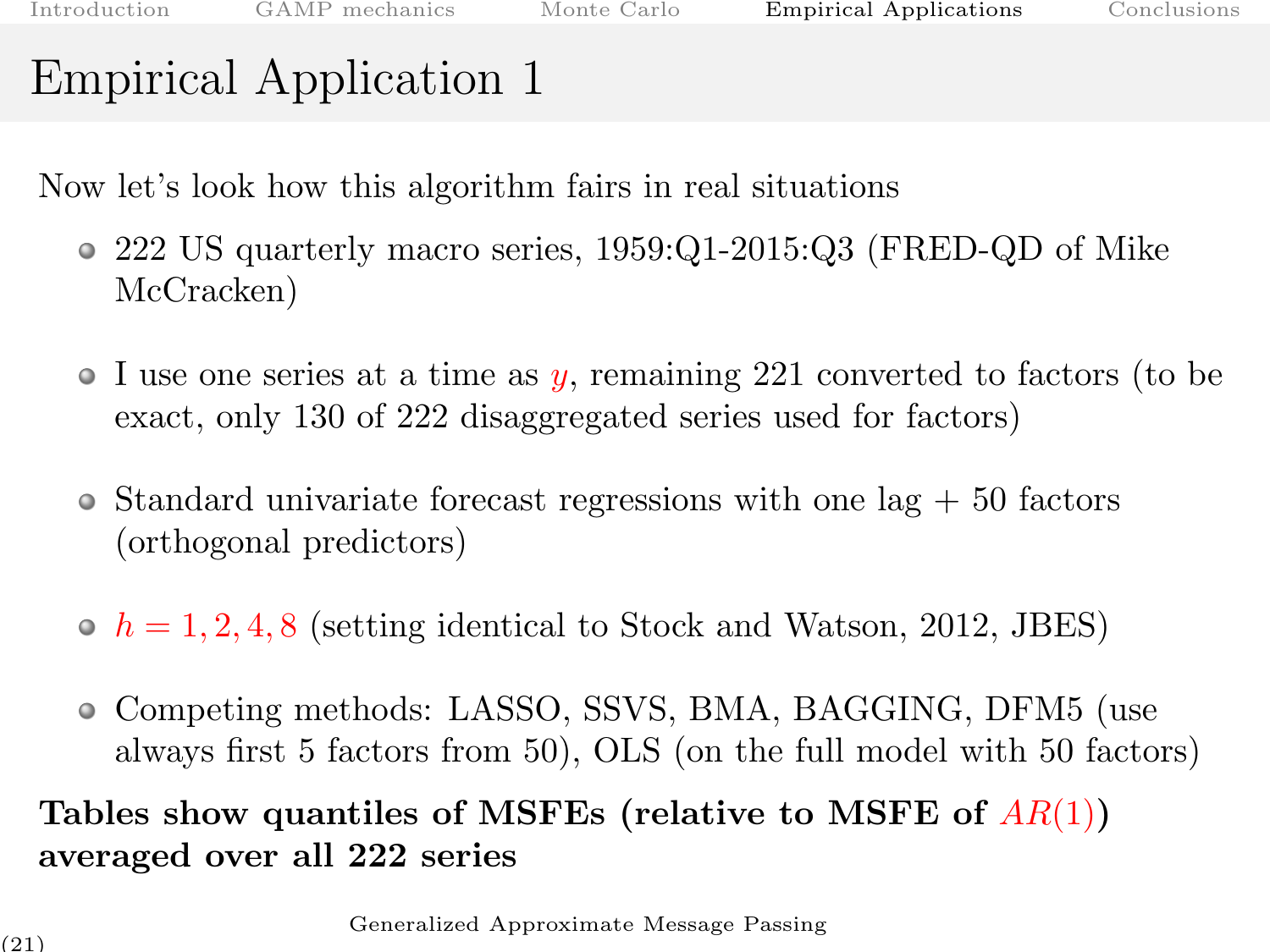# Empirical Application 1

Now let's look how this algorithm fairs in real situations

- 222 US quarterly macro series, 1959:Q1-2015:Q3 (FRED-QD of Mike McCracken)
- I use one series at a time as $y$, remaining 221 converted to factors (to be exact, only 130 of 222 disaggregated series used for factors)
- Standard univariate forecast regressions with one lag + 50 factors (orthogonal predictors)
- $h = 1, 2, 4, 8$ (setting identical to Stock and Watson, 2012, JBES)
- Competing methods: LASSO, SSVS, BMA, BAGGING, DFM5 (use always first 5 factors from 50), OLS (on the full model with 50 factors)

**Tables show quantiles of MSFEs (relative to MSFE of $AR(1)$) averaged over all 222 series**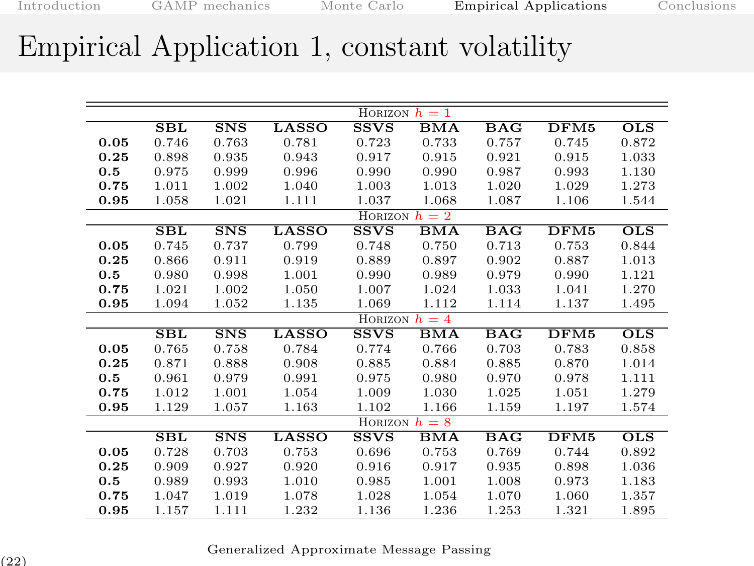# Empirical Application 1, constant volatility

| | SBL | SNS | LASSO | SSVS | BMA | BAG | DFM5 | OLS |
|---|---|---|---|---|---|---|---|---|
| **Horizon $h = 1$** | | | | | | | | |
| **0.05** | 0.746 | 0.763 | 0.781 | 0.723 | 0.733 | 0.757 | 0.745 | 0.872 |
| **0.25** | 0.898 | 0.935 | 0.943 | 0.917 | 0.915 | 0.921 | 0.915 | 1.033 |
| **0.5** | 0.975 | 0.999 | 0.996 | 0.990 | 0.990 | 0.987 | 0.993 | 1.130 |
| **0.75** | 1.011 | 1.002 | 1.040 | 1.003 | 1.013 | 1.020 | 1.029 | 1.273 |
| **0.95** | 1.058 | 1.021 | 1.111 | 1.037 | 1.068 | 1.087 | 1.106 | 1.544 |
| **Horizon $h = 2$** | | | | | | | | |
| **0.05** | 0.745 | 0.737 | 0.799 | 0.748 | 0.750 | 0.713 | 0.753 | 0.844 |
| **0.25** | 0.866 | 0.911 | 0.919 | 0.889 | 0.897 | 0.902 | 0.887 | 1.013 |
| **0.5** | 0.980 | 0.998 | 1.001 | 0.990 | 0.989 | 0.979 | 0.990 | 1.121 |
| **0.75** | 1.021 | 1.002 | 1.050 | 1.007 | 1.024 | 1.033 | 1.041 | 1.270 |
| **0.95** | 1.094 | 1.052 | 1.135 | 1.069 | 1.112 | 1.114 | 1.137 | 1.495 |
| **Horizon $h = 4$** | | | | | | | | |
| **0.05** | 0.765 | 0.758 | 0.784 | 0.774 | 0.766 | 0.703 | 0.783 | 0.858 |
| **0.25** | 0.871 | 0.888 | 0.908 | 0.885 | 0.884 | 0.885 | 0.870 | 1.014 |
| **0.5** | 0.961 | 0.979 | 0.991 | 0.975 | 0.980 | 0.970 | 0.978 | 1.111 |
| **0.75** | 1.012 | 1.001 | 1.054 | 1.009 | 1.030 | 1.025 | 1.051 | 1.279 |
| **0.95** | 1.129 | 1.057 | 1.163 | 1.102 | 1.166 | 1.159 | 1.197 | 1.574 |
| **Horizon $h = 8$** | | | | | | | | |
| **0.05** | 0.728 | 0.703 | 0.753 | 0.696 | 0.753 | 0.769 | 0.744 | 0.892 |
| **0.25** | 0.909 | 0.927 | 0.920 | 0.916 | 0.917 | 0.935 | 0.898 | 1.036 |
| **0.5** | 0.989 | 0.993 | 1.010 | 0.985 | 1.001 | 1.008 | 0.973 | 1.183 |
| **0.75** | 1.047 | 1.019 | 1.078 | 1.028 | 1.054 | 1.070 | 1.060 | 1.357 |
| **0.95** | 1.157 | 1.111 | 1.232 | 1.136 | 1.236 | 1.253 | 1.321 | 1.895 |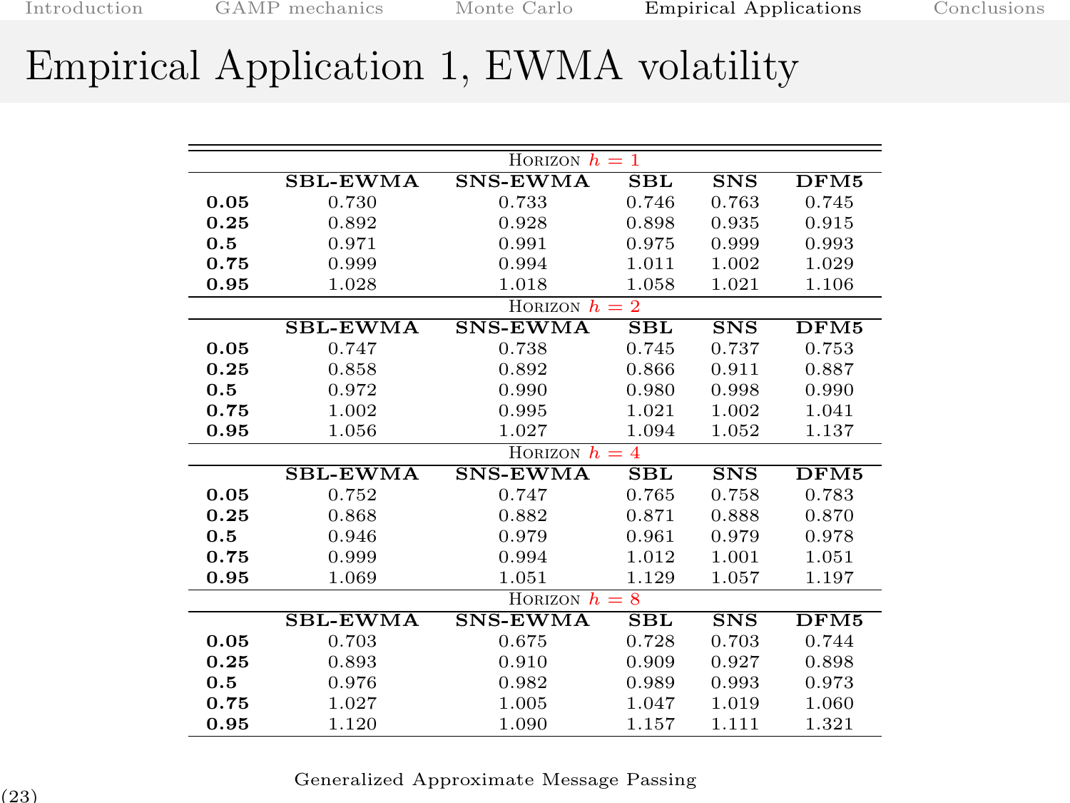# Empirical Application 1, EWMA volatility

| | SBL-EWMA | SNS-EWMA | SBL | SNS | DFM5 |
|---|---|---|---|---|---|
| **Horizon $h = 1$** | | | | | |
| **0.05** | 0.730 | 0.733 | 0.746 | 0.763 | 0.745 |
| **0.25** | 0.892 | 0.928 | 0.898 | 0.935 | 0.915 |
| **0.5** | 0.971 | 0.991 | 0.975 | 0.999 | 0.993 |
| **0.75** | 0.999 | 0.994 | 1.011 | 1.002 | 1.029 |
| **0.95** | 1.028 | 1.018 | 1.058 | 1.021 | 1.106 |
| **Horizon $h = 2$** | | | | | |
| **0.05** | 0.747 | 0.738 | 0.745 | 0.737 | 0.753 |
| **0.25** | 0.858 | 0.892 | 0.866 | 0.911 | 0.887 |
| **0.5** | 0.972 | 0.990 | 0.980 | 0.998 | 0.990 |
| **0.75** | 1.002 | 0.995 | 1.021 | 1.002 | 1.041 |
| **0.95** | 1.056 | 1.027 | 1.094 | 1.052 | 1.137 |
| **Horizon $h = 4$** | | | | | |
| **0.05** | 0.752 | 0.747 | 0.765 | 0.758 | 0.783 |
| **0.25** | 0.868 | 0.882 | 0.871 | 0.888 | 0.870 |
| **0.5** | 0.946 | 0.979 | 0.961 | 0.979 | 0.978 |
| **0.75** | 0.999 | 0.994 | 1.012 | 1.001 | 1.051 |
| **0.95** | 1.069 | 1.051 | 1.129 | 1.057 | 1.197 |
| **Horizon $h = 8$** | | | | | |
| **0.05** | 0.703 | 0.675 | 0.728 | 0.703 | 0.744 |
| **0.25** | 0.893 | 0.910 | 0.909 | 0.927 | 0.898 |
| **0.5** | 0.976 | 0.982 | 0.989 | 0.993 | 0.973 |
| **0.75** | 1.027 | 1.005 | 1.047 | 1.019 | 1.060 |
| **0.95** | 1.120 | 1.090 | 1.157 | 1.111 | 1.321 |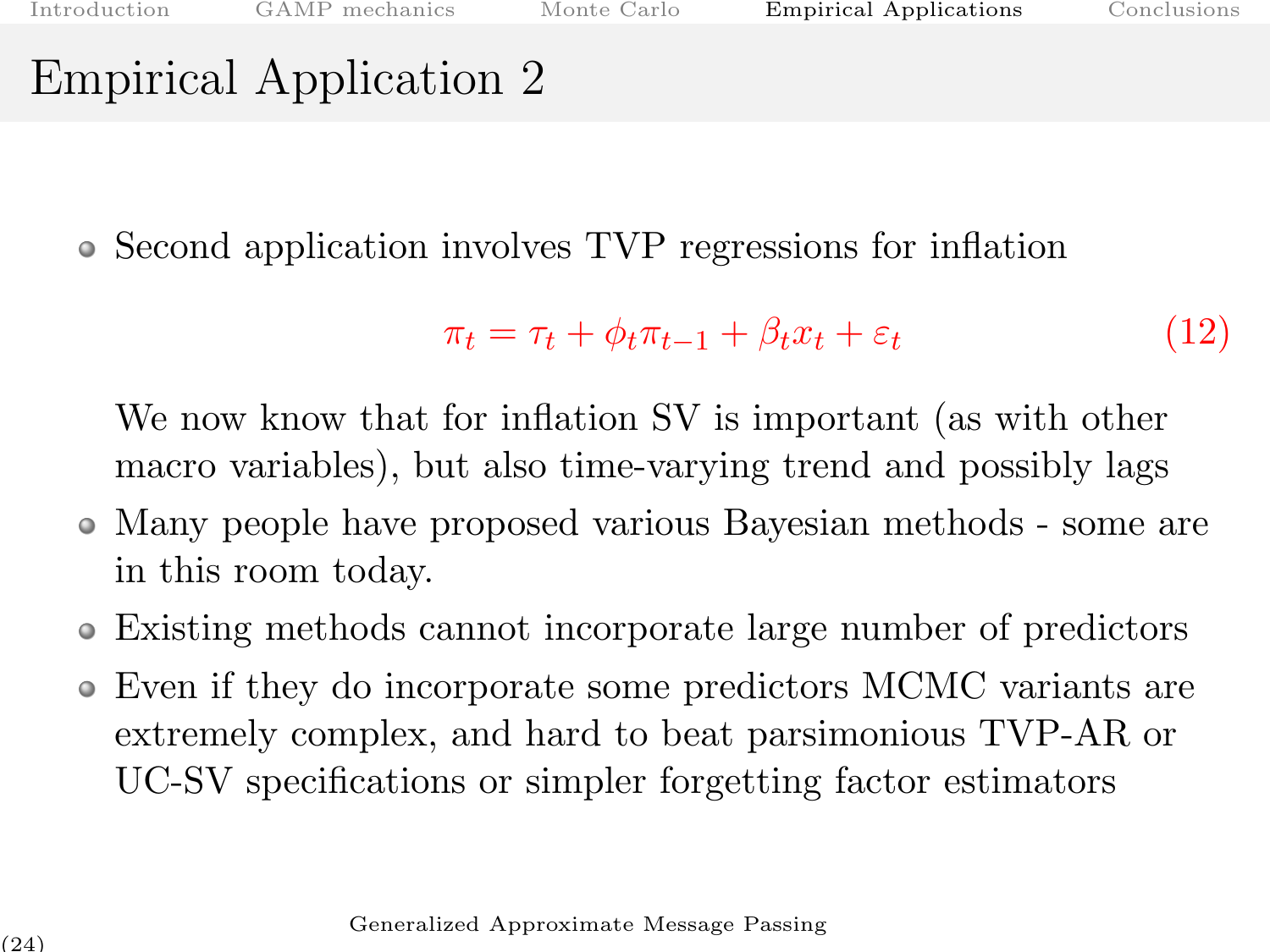# Empirical Application 2

- Second application involves TVP regressions for inflation

$$\pi_t = \tau_t + \phi_t \pi_{t-1} + \beta_t x_t + \varepsilon_t \tag{12}$$

  We now know that for inflation SV is important (as with other macro variables), but also time-varying trend and possibly lags
- Many people have proposed various Bayesian methods - some are in this room today.
- Existing methods cannot incorporate large number of predictors
- Even if they do incorporate some predictors MCMC variants are extremely complex, and hard to beat parsimonious TVP-AR or UC-SV specifications or simpler forgetting factor estimators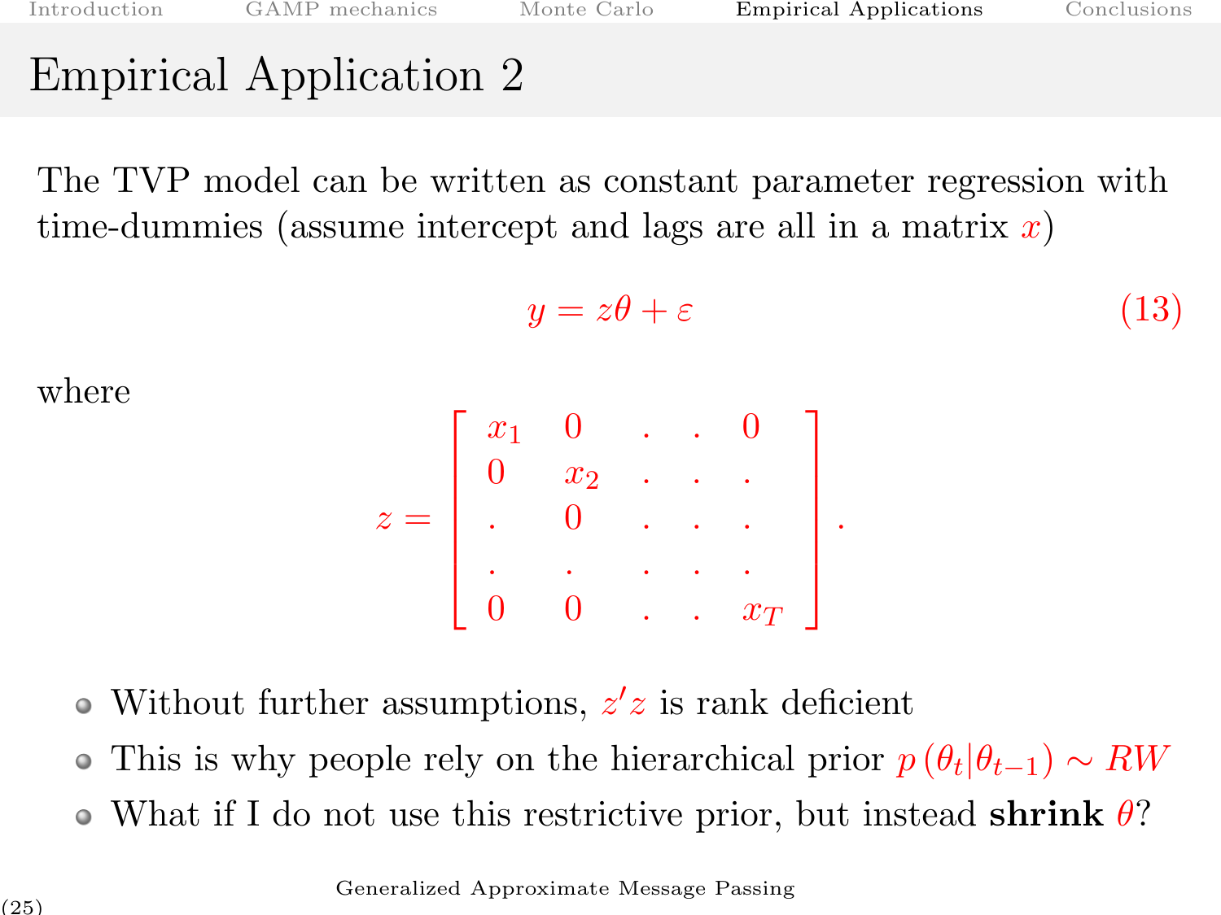# Empirical Application 2

The TVP model can be written as constant parameter regression with time-dummies (assume intercept and lags are all in a matrix $x$)

$$y = z\theta + \varepsilon \tag{13}$$

where

$$z = \begin{bmatrix} x_1 & 0 & . & . & 0 \\ 0 & x_2 & . & . & . \\ . & 0 & . & . & . \\ . & . & . & . & . \\ 0 & 0 & . & . & x_T \end{bmatrix}.$$

- Without further assumptions, $z'z$ is rank deficient
- This is why people rely on the hierarchical prior $p\left(\theta_t|\theta_{t-1}\right) \sim RW$
- What if I do not use this restrictive prior, but instead **shrink** $\theta$?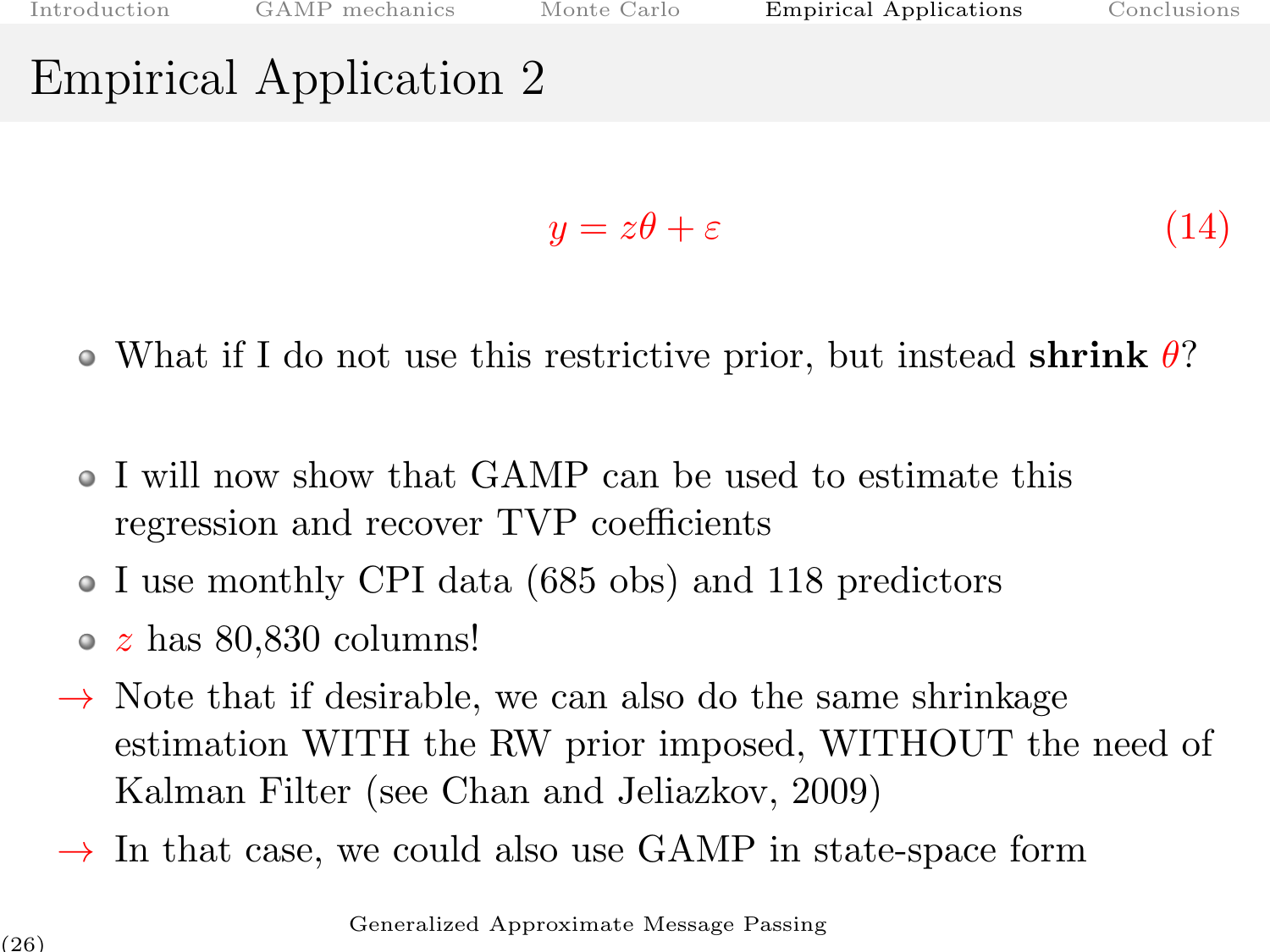# Empirical Application 2

$$y = z\theta + \varepsilon \tag{14}$$

- What if I do not use this restrictive prior, but instead **shrink** $\theta$?

- I will now show that GAMP can be used to estimate this regression and recover TVP coefficients
- I use monthly CPI data (685 obs) and 118 predictors
- $z$ has 80,830 columns!

→ Note that if desirable, we can also do the same shrinkage estimation WITH the RW prior imposed, WITHOUT the need of Kalman Filter (see Chan and Jeliazkov, 2009)

→ In that case, we could also use GAMP in state-space form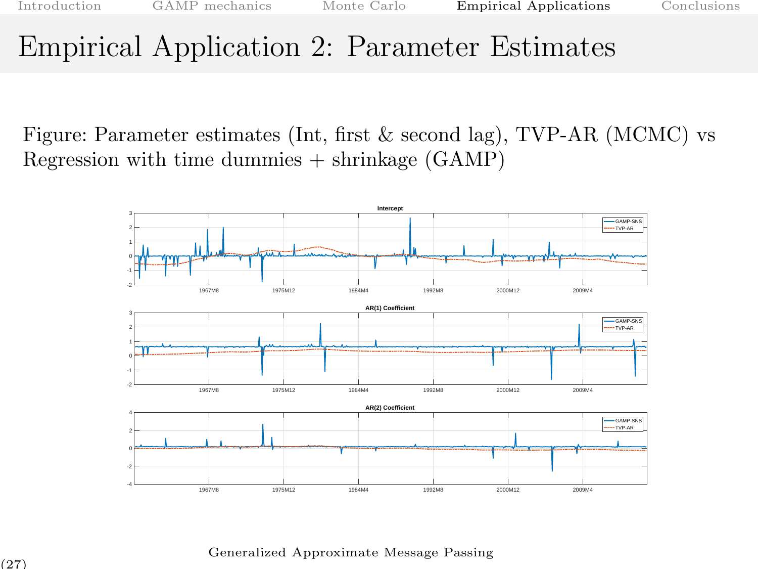# Empirical Application 2: Parameter Estimates

Figure: Parameter estimates (Int, first & second lag), TVP-AR (MCMC) vs Regression with time dummies + shrinkage (GAMP)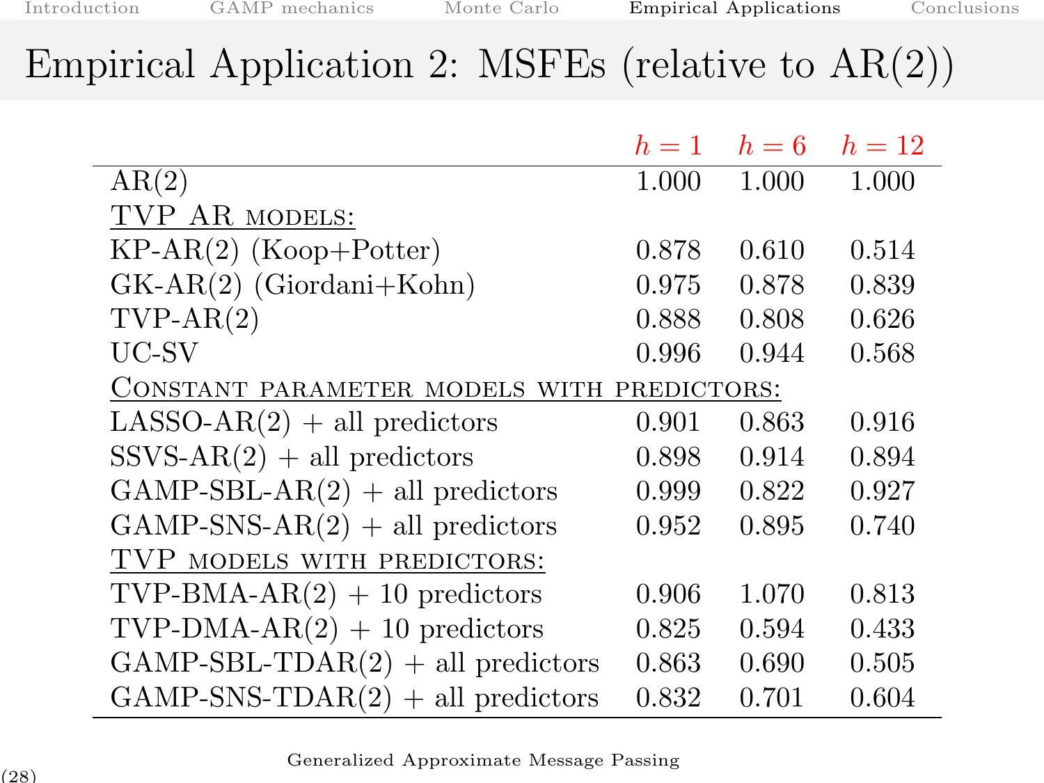# Empirical Application 2: MSFEs (relative to AR(2))

| | $h=1$ | $h=6$ | $h=12$ |
|---|---|---|---|
| AR(2) | 1.000 | 1.000 | 1.000 |
| TVP AR MODELS: | | | |
| KP-AR(2) (Koop+Potter) | 0.878 | 0.610 | 0.514 |
| GK-AR(2) (Giordani+Kohn) | 0.975 | 0.878 | 0.839 |
| TVP-AR(2) | 0.888 | 0.808 | 0.626 |
| UC-SV | 0.996 | 0.944 | 0.568 |
| CONSTANT PARAMETER MODELS WITH PREDICTORS: | | | |
| LASSO-AR(2) + all predictors | 0.901 | 0.863 | 0.916 |
| SSVS-AR(2) + all predictors | 0.898 | 0.914 | 0.894 |
| GAMP-SBL-AR(2) + all predictors | 0.999 | 0.822 | 0.927 |
| GAMP-SNS-AR(2) + all predictors | 0.952 | 0.895 | 0.740 |
| TVP MODELS WITH PREDICTORS: | | | |
| TVP-BMA-AR(2) + 10 predictors | 0.906 | 1.070 | 0.813 |
| TVP-DMA-AR(2) + 10 predictors | 0.825 | 0.594 | 0.433 |
| GAMP-SBL-TDAR(2) + all predictors | 0.863 | 0.690 | 0.505 |
| GAMP-SNS-TDAR(2) + all predictors | 0.832 | 0.701 | 0.604 |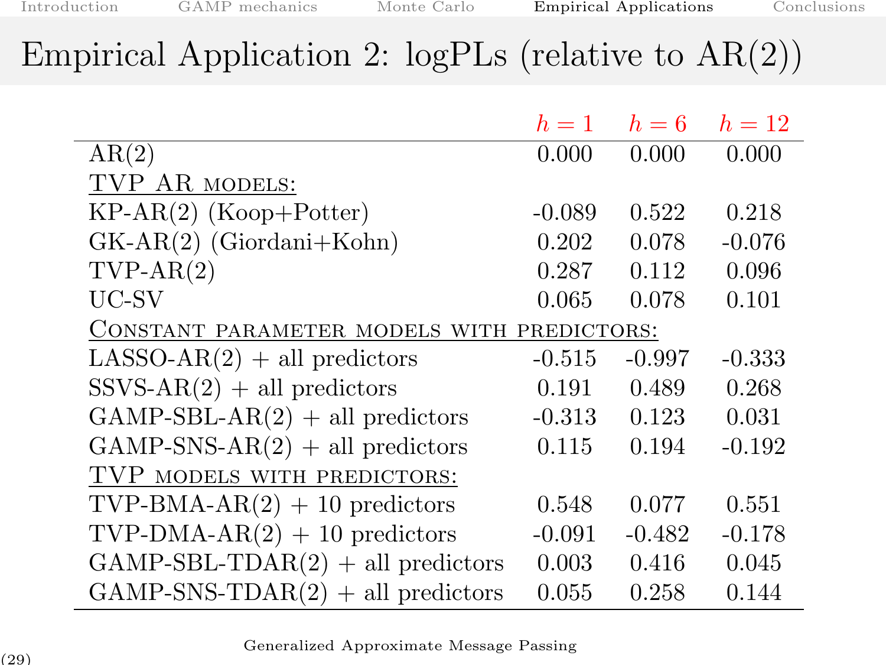# Empirical Application 2: logPLs (relative to AR(2))

| | $h = 1$ | $h = 6$ | $h = 12$ |
|---|---|---|---|
| AR(2) | 0.000 | 0.000 | 0.000 |
| TVP AR models: | | | |
| KP-AR(2) (Koop+Potter) | -0.089 | 0.522 | 0.218 |
| GK-AR(2) (Giordani+Kohn) | 0.202 | 0.078 | -0.076 |
| TVP-AR(2) | 0.287 | 0.112 | 0.096 |
| UC-SV | 0.065 | 0.078 | 0.101 |
| Constant parameter models with predictors: | | | |
| LASSO-AR(2) + all predictors | -0.515 | -0.997 | -0.333 |
| SSVS-AR(2) + all predictors | 0.191 | 0.489 | 0.268 |
| GAMP-SBL-AR(2) + all predictors | -0.313 | 0.123 | 0.031 |
| GAMP-SNS-AR(2) + all predictors | 0.115 | 0.194 | -0.192 |
| TVP models with predictors: | | | |
| TVP-BMA-AR(2) + 10 predictors | 0.548 | 0.077 | 0.551 |
| TVP-DMA-AR(2) + 10 predictors | -0.091 | -0.482 | -0.178 |
| GAMP-SBL-TDAR(2) + all predictors | 0.003 | 0.416 | 0.045 |
| GAMP-SNS-TDAR(2) + all predictors | 0.055 | 0.258 | 0.144 |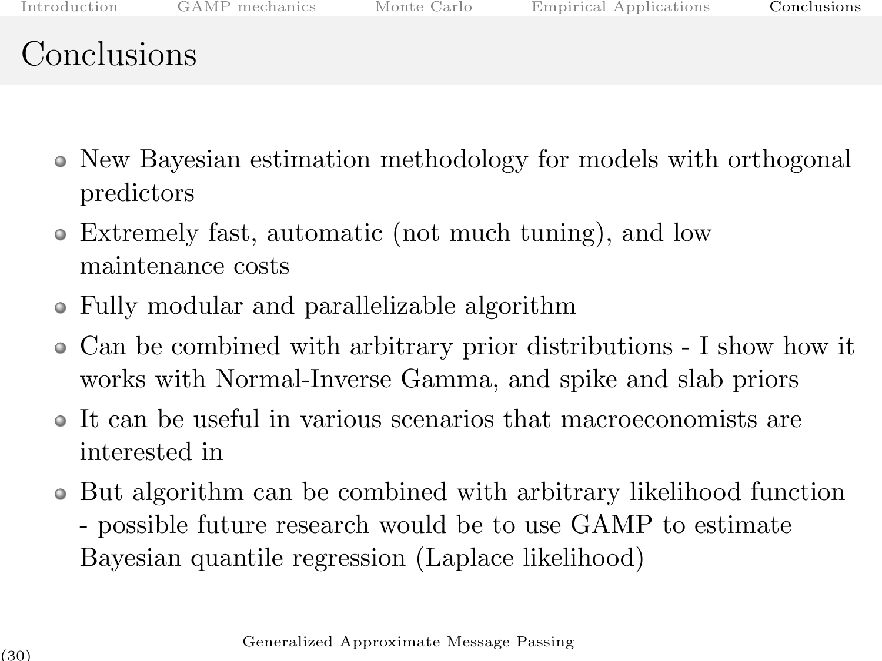# Conclusions

- New Bayesian estimation methodology for models with orthogonal predictors
- Extremely fast, automatic (not much tuning), and low maintenance costs
- Fully modular and parallelizable algorithm
- Can be combined with arbitrary prior distributions - I show how it works with Normal-Inverse Gamma, and spike and slab priors
- It can be useful in various scenarios that macroeconomists are interested in
- But algorithm can be combined with arbitrary likelihood function - possible future research would be to use GAMP to estimate Bayesian quantile regression (Laplace likelihood)